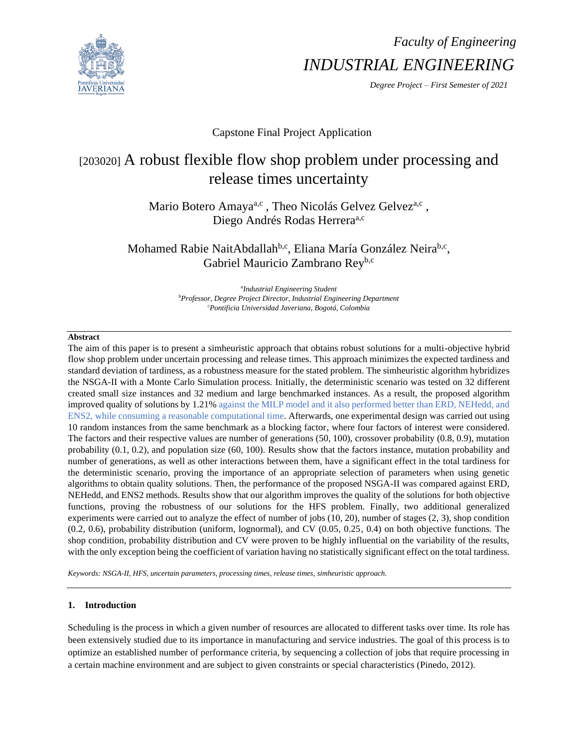*Faculty of Engineering*

*INDUSTRIAL ENGINEERING*

*Degree Project – First Semester of 2021*

Capstone Final Project Application

# [203020] A robust flexible flow shop problem under processing and release times uncertainty

Mario Botero Amaya[a,c] , Theo Nicolás Gelvez Gelvez[a,c] , Diego Andrés Rodas Herrera[a,c]

Mohamed Rabie NaitAbdallah[b,c], Eliana María González Neira[b,c], Gabriel Mauricio Zambrano Rey[b,c]

[a] *Industrial Engineering Student*
[b] *Professor, Degree Project Director, Industrial Engineering Department*
[c] *Pontificia Universidad Javeriana, Bogotá, Colombia*

**Abstract**

The aim of this paper is to present a simheuristic approach that obtains robust solutions for a multi-objective hybrid flow shop problem under uncertain processing and release times. This approach minimizes the expected tardiness and standard deviation of tardiness, as a robustness measure for the stated problem. The simheuristic algorithm hybridizes the NSGA-II with a Monte Carlo Simulation process. Initially, the deterministic scenario was tested on 32 different created small size instances and 32 medium and large benchmarked instances. As a result, the proposed algorithm improved quality of solutions by 1.21% against the MILP model and it also performed better than ERD, NEHedd, and ENS2, while consuming a reasonable computational time. Afterwards, one experimental design was carried out using 10 random instances from the same benchmark as a blocking factor, where four factors of interest were considered. The factors and their respective values are number of generations (50, 100), crossover probability (0.8, 0.9), mutation probability (0.1, 0.2), and population size (60, 100). Results show that the factors instance, mutation probability and number of generations, as well as other interactions between them, have a significant effect in the total tardiness for the deterministic scenario, proving the importance of an appropriate selection of parameters when using genetic algorithms to obtain quality solutions. Then, the performance of the proposed NSGA-II was compared against ERD, NEHedd, and ENS2 methods. Results show that our algorithm improves the quality of the solutions for both objective functions, proving the robustness of our solutions for the HFS problem. Finally, two additional generalized experiments were carried out to analyze the effect of number of jobs (10, 20), number of stages (2, 3), shop condition (0.2, 0.6), probability distribution (uniform, lognormal), and CV (0.05, 0.25, 0.4) on both objective functions. The shop condition, probability distribution and CV were proven to be highly influential on the variability of the results, with the only exception being the coefficient of variation having no statistically significant effect on the total tardiness.

*Keywords: NSGA-II, HFS, uncertain parameters, processing times, release times, simheuristic approach.*

## 1. Introduction

Scheduling is the process in which a given number of resources are allocated to different tasks over time. Its role has been extensively studied due to its importance in manufacturing and service industries. The goal of this process is to optimize an established number of performance criteria, by sequencing a collection of jobs that require processing in a certain machine environment and are subject to given constraints or special characteristics (Pinedo, 2012).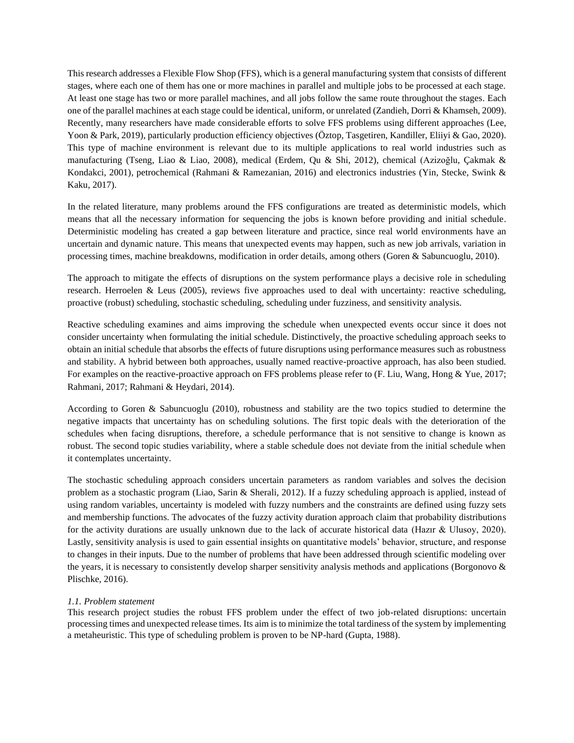This research addresses a Flexible Flow Shop (FFS), which is a general manufacturing system that consists of different stages, where each one of them has one or more machines in parallel and multiple jobs to be processed at each stage. At least one stage has two or more parallel machines, and all jobs follow the same route throughout the stages. Each one of the parallel machines at each stage could be identical, uniform, or unrelated (Zandieh, Dorri & Khamseh, 2009). Recently, many researchers have made considerable efforts to solve FFS problems using different approaches (Lee, Yoon & Park, 2019), particularly production efficiency objectives (Öztop, Tasgetiren, Kandiller, Eliiyi & Gao, 2020). This type of machine environment is relevant due to its multiple applications to real world industries such as manufacturing (Tseng, Liao & Liao, 2008), medical (Erdem, Qu & Shi, 2012), chemical (Azizoğlu, Çakmak & Kondakci, 2001), petrochemical (Rahmani & Ramezanian, 2016) and electronics industries (Yin, Stecke, Swink & Kaku, 2017).

In the related literature, many problems around the FFS configurations are treated as deterministic models, which means that all the necessary information for sequencing the jobs is known before providing and initial schedule. Deterministic modeling has created a gap between literature and practice, since real world environments have an uncertain and dynamic nature. This means that unexpected events may happen, such as new job arrivals, variation in processing times, machine breakdowns, modification in order details, among others (Goren & Sabuncuoglu, 2010).

The approach to mitigate the effects of disruptions on the system performance plays a decisive role in scheduling research. Herroelen & Leus (2005), reviews five approaches used to deal with uncertainty: reactive scheduling, proactive (robust) scheduling, stochastic scheduling, scheduling under fuzziness, and sensitivity analysis.

Reactive scheduling examines and aims improving the schedule when unexpected events occur since it does not consider uncertainty when formulating the initial schedule. Distinctively, the proactive scheduling approach seeks to obtain an initial schedule that absorbs the effects of future disruptions using performance measures such as robustness and stability. A hybrid between both approaches, usually named reactive-proactive approach, has also been studied. For examples on the reactive-proactive approach on FFS problems please refer to (F. Liu, Wang, Hong & Yue, 2017; Rahmani, 2017; Rahmani & Heydari, 2014).

According to Goren & Sabuncuoglu (2010), robustness and stability are the two topics studied to determine the negative impacts that uncertainty has on scheduling solutions. The first topic deals with the deterioration of the schedules when facing disruptions, therefore, a schedule performance that is not sensitive to change is known as robust. The second topic studies variability, where a stable schedule does not deviate from the initial schedule when it contemplates uncertainty.

The stochastic scheduling approach considers uncertain parameters as random variables and solves the decision problem as a stochastic program (Liao, Sarin & Sherali, 2012). If a fuzzy scheduling approach is applied, instead of using random variables, uncertainty is modeled with fuzzy numbers and the constraints are defined using fuzzy sets and membership functions. The advocates of the fuzzy activity duration approach claim that probability distributions for the activity durations are usually unknown due to the lack of accurate historical data (Hazır & Ulusoy, 2020). Lastly, sensitivity analysis is used to gain essential insights on quantitative models' behavior, structure, and response to changes in their inputs. Due to the number of problems that have been addressed through scientific modeling over the years, it is necessary to consistently develop sharper sensitivity analysis methods and applications (Borgonovo & Plischke, 2016).

### *1.1. Problem statement*

This research project studies the robust FFS problem under the effect of two job-related disruptions: uncertain processing times and unexpected release times. Its aim is to minimize the total tardiness of the system by implementing a metaheuristic. This type of scheduling problem is proven to be NP-hard (Gupta, 1988).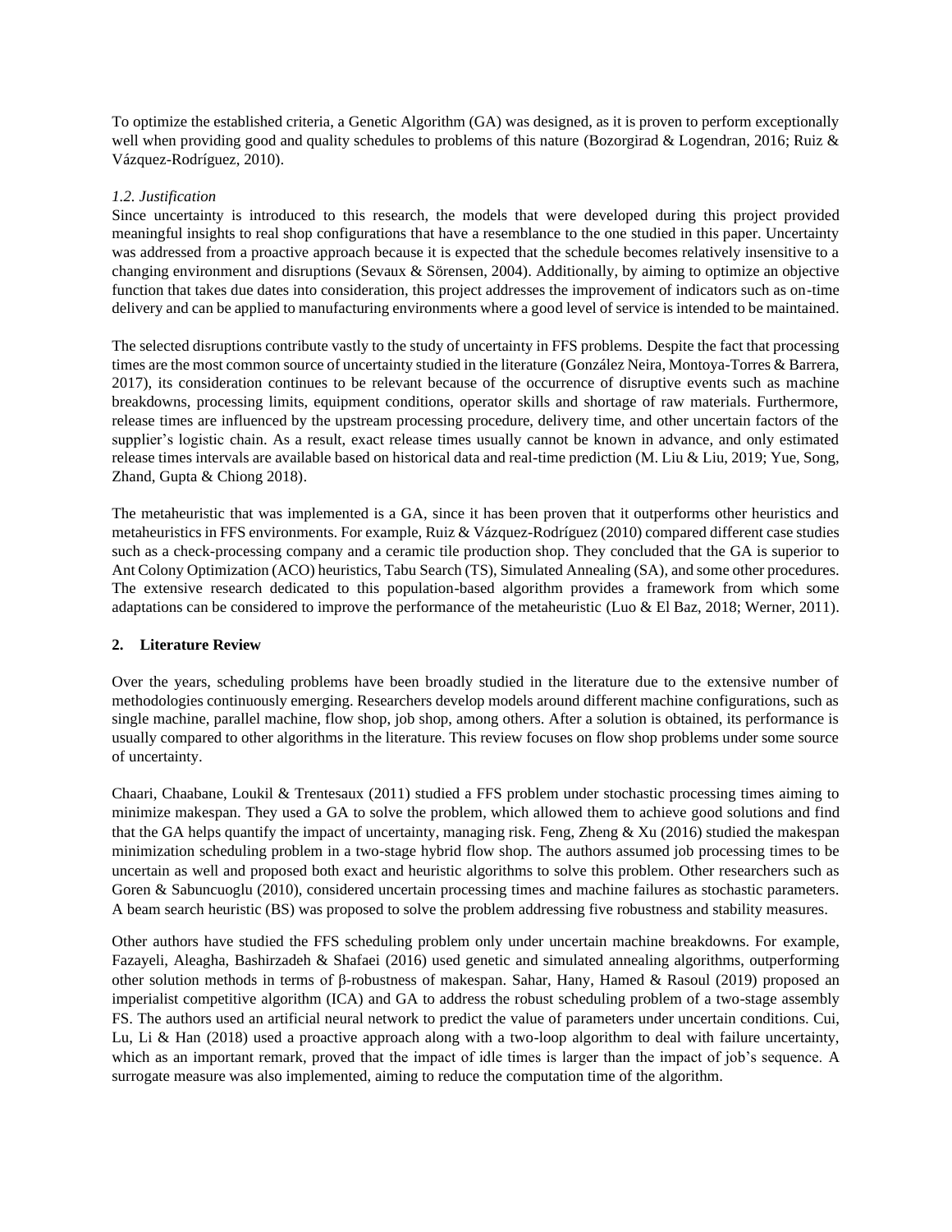To optimize the established criteria, a Genetic Algorithm (GA) was designed, as it is proven to perform exceptionally well when providing good and quality schedules to problems of this nature (Bozorgirad & Logendran, 2016; Ruiz & Vázquez-Rodríguez, 2010).

### *1.2. Justification*

Since uncertainty is introduced to this research, the models that were developed during this project provided meaningful insights to real shop configurations that have a resemblance to the one studied in this paper. Uncertainty was addressed from a proactive approach because it is expected that the schedule becomes relatively insensitive to a changing environment and disruptions (Sevaux & Sörensen, 2004). Additionally, by aiming to optimize an objective function that takes due dates into consideration, this project addresses the improvement of indicators such as on-time delivery and can be applied to manufacturing environments where a good level of service is intended to be maintained.

The selected disruptions contribute vastly to the study of uncertainty in FFS problems. Despite the fact that processing times are the most common source of uncertainty studied in the literature (González Neira, Montoya-Torres & Barrera, 2017), its consideration continues to be relevant because of the occurrence of disruptive events such as machine breakdowns, processing limits, equipment conditions, operator skills and shortage of raw materials. Furthermore, release times are influenced by the upstream processing procedure, delivery time, and other uncertain factors of the supplier's logistic chain. As a result, exact release times usually cannot be known in advance, and only estimated release times intervals are available based on historical data and real-time prediction (M. Liu & Liu, 2019; Yue, Song, Zhand, Gupta & Chiong 2018).

The metaheuristic that was implemented is a GA, since it has been proven that it outperforms other heuristics and metaheuristics in FFS environments. For example, Ruiz & Vázquez-Rodríguez (2010) compared different case studies such as a check-processing company and a ceramic tile production shop. They concluded that the GA is superior to Ant Colony Optimization (ACO) heuristics, Tabu Search (TS), Simulated Annealing (SA), and some other procedures. The extensive research dedicated to this population-based algorithm provides a framework from which some adaptations can be considered to improve the performance of the metaheuristic (Luo & El Baz, 2018; Werner, 2011).

## 2. Literature Review

Over the years, scheduling problems have been broadly studied in the literature due to the extensive number of methodologies continuously emerging. Researchers develop models around different machine configurations, such as single machine, parallel machine, flow shop, job shop, among others. After a solution is obtained, its performance is usually compared to other algorithms in the literature. This review focuses on flow shop problems under some source of uncertainty.

Chaari, Chaabane, Loukil & Trentesaux (2011) studied a FFS problem under stochastic processing times aiming to minimize makespan. They used a GA to solve the problem, which allowed them to achieve good solutions and find that the GA helps quantify the impact of uncertainty, managing risk. Feng, Zheng & Xu (2016) studied the makespan minimization scheduling problem in a two-stage hybrid flow shop. The authors assumed job processing times to be uncertain as well and proposed both exact and heuristic algorithms to solve this problem. Other researchers such as Goren & Sabuncuoglu (2010), considered uncertain processing times and machine failures as stochastic parameters. A beam search heuristic (BS) was proposed to solve the problem addressing five robustness and stability measures.

Other authors have studied the FFS scheduling problem only under uncertain machine breakdowns. For example, Fazayeli, Aleagha, Bashirzadeh & Shafaei (2016) used genetic and simulated annealing algorithms, outperforming other solution methods in terms of β-robustness of makespan. Sahar, Hany, Hamed & Rasoul (2019) proposed an imperialist competitive algorithm (ICA) and GA to address the robust scheduling problem of a two-stage assembly FS. The authors used an artificial neural network to predict the value of parameters under uncertain conditions. Cui, Lu, Li & Han (2018) used a proactive approach along with a two-loop algorithm to deal with failure uncertainty, which as an important remark, proved that the impact of idle times is larger than the impact of job's sequence. A surrogate measure was also implemented, aiming to reduce the computation time of the algorithm.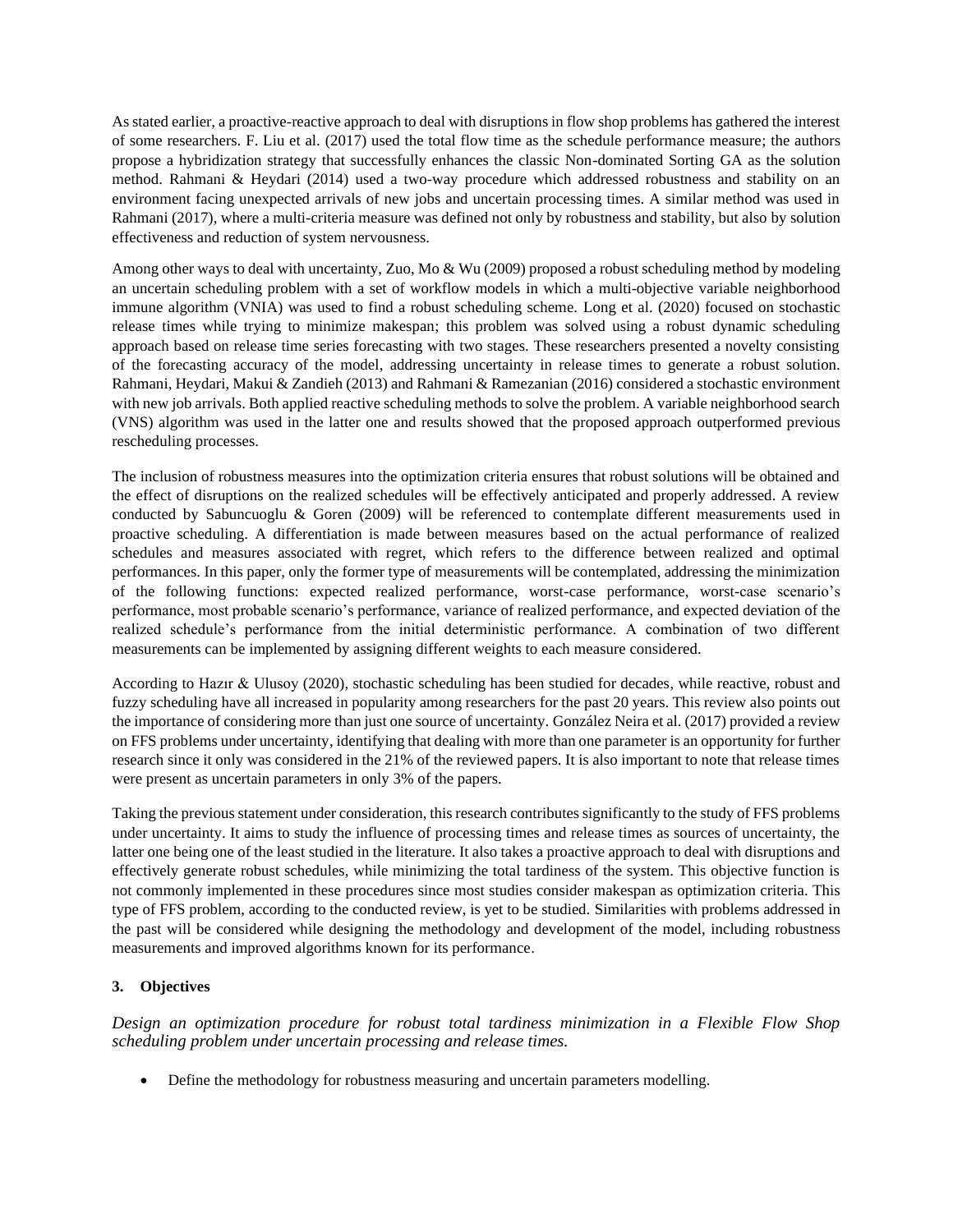As stated earlier, a proactive-reactive approach to deal with disruptions in flow shop problems has gathered the interest of some researchers. F. Liu et al. (2017) used the total flow time as the schedule performance measure; the authors propose a hybridization strategy that successfully enhances the classic Non-dominated Sorting GA as the solution method. Rahmani & Heydari (2014) used a two-way procedure which addressed robustness and stability on an environment facing unexpected arrivals of new jobs and uncertain processing times. A similar method was used in Rahmani (2017), where a multi-criteria measure was defined not only by robustness and stability, but also by solution effectiveness and reduction of system nervousness.

Among other ways to deal with uncertainty, Zuo, Mo & Wu (2009) proposed a robust scheduling method by modeling an uncertain scheduling problem with a set of workflow models in which a multi-objective variable neighborhood immune algorithm (VNIA) was used to find a robust scheduling scheme. Long et al. (2020) focused on stochastic release times while trying to minimize makespan; this problem was solved using a robust dynamic scheduling approach based on release time series forecasting with two stages. These researchers presented a novelty consisting of the forecasting accuracy of the model, addressing uncertainty in release times to generate a robust solution. Rahmani, Heydari, Makui & Zandieh (2013) and Rahmani & Ramezanian (2016) considered a stochastic environment with new job arrivals. Both applied reactive scheduling methods to solve the problem. A variable neighborhood search (VNS) algorithm was used in the latter one and results showed that the proposed approach outperformed previous rescheduling processes.

The inclusion of robustness measures into the optimization criteria ensures that robust solutions will be obtained and the effect of disruptions on the realized schedules will be effectively anticipated and properly addressed. A review conducted by Sabuncuoglu & Goren (2009) will be referenced to contemplate different measurements used in proactive scheduling. A differentiation is made between measures based on the actual performance of realized schedules and measures associated with regret, which refers to the difference between realized and optimal performances. In this paper, only the former type of measurements will be contemplated, addressing the minimization of the following functions: expected realized performance, worst-case performance, worst-case scenario's performance, most probable scenario's performance, variance of realized performance, and expected deviation of the realized schedule's performance from the initial deterministic performance. A combination of two different measurements can be implemented by assigning different weights to each measure considered.

According to Hazır & Ulusoy (2020), stochastic scheduling has been studied for decades, while reactive, robust and fuzzy scheduling have all increased in popularity among researchers for the past 20 years. This review also points out the importance of considering more than just one source of uncertainty. González Neira et al. (2017) provided a review on FFS problems under uncertainty, identifying that dealing with more than one parameter is an opportunity for further research since it only was considered in the 21% of the reviewed papers. It is also important to note that release times were present as uncertain parameters in only 3% of the papers.

Taking the previous statement under consideration, this research contributes significantly to the study of FFS problems under uncertainty. It aims to study the influence of processing times and release times as sources of uncertainty, the latter one being one of the least studied in the literature. It also takes a proactive approach to deal with disruptions and effectively generate robust schedules, while minimizing the total tardiness of the system. This objective function is not commonly implemented in these procedures since most studies consider makespan as optimization criteria. This type of FFS problem, according to the conducted review, is yet to be studied. Similarities with problems addressed in the past will be considered while designing the methodology and development of the model, including robustness measurements and improved algorithms known for its performance.

## 3. Objectives

*Design an optimization procedure for robust total tardiness minimization in a Flexible Flow Shop scheduling problem under uncertain processing and release times.*

- Define the methodology for robustness measuring and uncertain parameters modelling.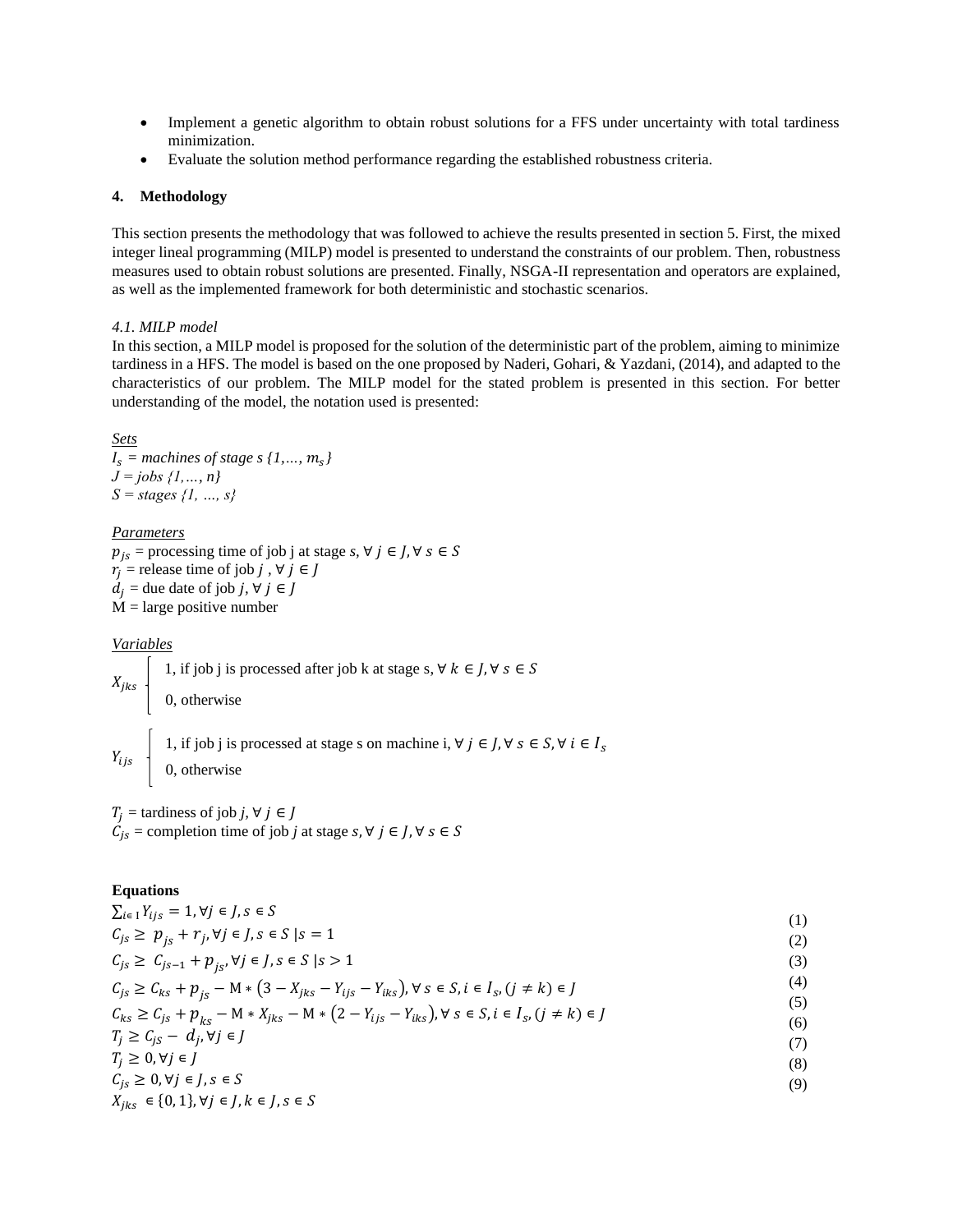- Implement a genetic algorithm to obtain robust solutions for a FFS under uncertainty with total tardiness minimization.
- Evaluate the solution method performance regarding the established robustness criteria.

## 4. Methodology

This section presents the methodology that was followed to achieve the results presented in section 5. First, the mixed integer lineal programming (MILP) model is presented to understand the constraints of our problem. Then, robustness measures used to obtain robust solutions are presented. Finally, NSGA-II representation and operators are explained, as well as the implemented framework for both deterministic and stochastic scenarios.

### *4.1. MILP model*

In this section, a MILP model is proposed for the solution of the deterministic part of the problem, aiming to minimize tardiness in a HFS. The model is based on the one proposed by Naderi, Gohari, & Yazdani, (2014), and adapted to the characteristics of our problem. The MILP model for the stated problem is presented in this section. For better understanding of the model, the notation used is presented:

*Sets*

$I_s$ = *machines of stage s {1,…, $m_s$}*
*J = jobs {1,…, n}*
*S = stages {1, …, s}*

*Parameters*

$p_{js}$ = processing time of job j at stage $s, \forall\, j \in J, \forall\, s \in S$
$r_j$ = release time of job $j$ , $\forall\, j \in J$
$d_j$ = due date of job $j, \forall\, j \in J$
M = large positive number

*Variables*

$X_{jks}$ = 1, if job j is processed after job k at stage s, $\forall\, k \in J, \forall\, s \in S$; 0, otherwise

$Y_{ijs}$ = 1, if job j is processed at stage s on machine i, $\forall\, j \in J, \forall\, s \in S, \forall\, i \in I_s$; 0, otherwise

$T_j$ = tardiness of job $j, \forall\, j \in J$
$C_{js}$ = completion time of job $j$ at stage $s, \forall\, j \in J, \forall\, s \in S$

**Equations**

$$\sum_{i \in I} Y_{ijs} = 1, \forall j \in J, s \in S \quad (1)$$

$$C_{js} \geq p_{js} + r_j, \forall j \in J, s \in S \mid s = 1 \quad (2)$$

$$C_{js} \geq C_{js-1} + p_{js}, \forall j \in J, s \in S \mid s > 1 \quad (3)$$

$$C_{js} \geq C_{ks} + p_{js} - \mathrm{M} * \left(3 - X_{jks} - Y_{ijs} - Y_{iks}\right), \forall s \in S, i \in I_s, (j \neq k) \in J \quad (4)$$

$$C_{ks} \geq C_{js} + p_{ks} - \mathrm{M} * X_{jks} - \mathrm{M} * \left(2 - Y_{ijs} - Y_{iks}\right), \forall s \in S, i \in I_s, (j \neq k) \in J \quad (5)$$

$$T_j \geq C_{js} - d_j, \forall j \in J \quad (6)$$

$$T_j \geq 0, \forall j \in J \quad (7)$$

$$C_{js} \geq 0, \forall j \in J, s \in S \quad (8)$$

$$X_{jks} \in \{0, 1\}, \forall j \in J, k \in J, s \in S \quad (9)$$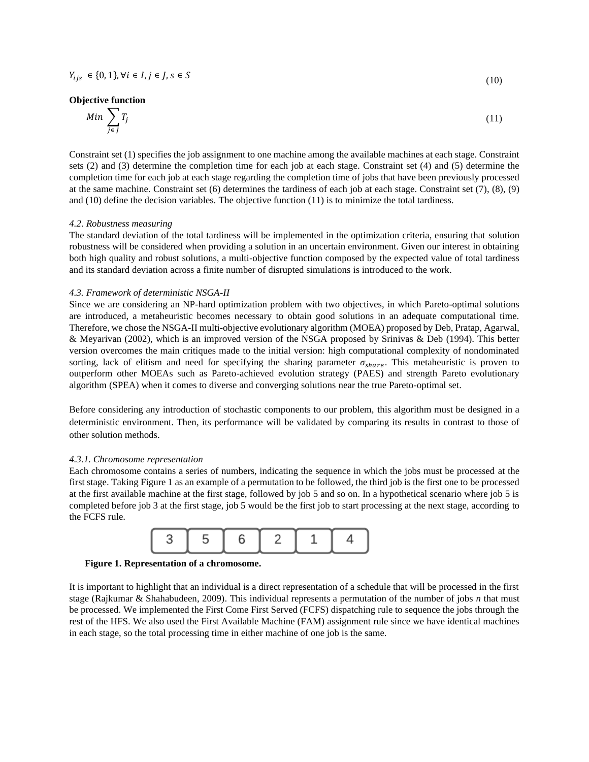$$Y_{ijs} \in \{0, 1\}, \forall i \in I, j \in J, s \in S \tag{10}$$

**Objective function**

$$Min \sum_{j \in J} T_j \tag{11}$$

Constraint set (1) specifies the job assignment to one machine among the available machines at each stage. Constraint sets (2) and (3) determine the completion time for each job at each stage. Constraint set (4) and (5) determine the completion time for each job at each stage regarding the completion time of jobs that have been previously processed at the same machine. Constraint set (6) determines the tardiness of each job at each stage. Constraint set (7), (8), (9) and (10) define the decision variables. The objective function (11) is to minimize the total tardiness.

*4.2. Robustness measuring*

The standard deviation of the total tardiness will be implemented in the optimization criteria, ensuring that solution robustness will be considered when providing a solution in an uncertain environment. Given our interest in obtaining both high quality and robust solutions, a multi-objective function composed by the expected value of total tardiness and its standard deviation across a finite number of disrupted simulations is introduced to the work.

*4.3. Framework of deterministic NSGA-II*

Since we are considering an NP-hard optimization problem with two objectives, in which Pareto-optimal solutions are introduced, a metaheuristic becomes necessary to obtain good solutions in an adequate computational time. Therefore, we chose the NSGA-II multi-objective evolutionary algorithm (MOEA) proposed by Deb, Pratap, Agarwal, & Meyarivan (2002), which is an improved version of the NSGA proposed by Srinivas & Deb (1994). This better version overcomes the main critiques made to the initial version: high computational complexity of nondominated sorting, lack of elitism and need for specifying the sharing parameter $\sigma_{share}$. This metaheuristic is proven to outperform other MOEAs such as Pareto-achieved evolution strategy (PAES) and strength Pareto evolutionary algorithm (SPEA) when it comes to diverse and converging solutions near the true Pareto-optimal set.

Before considering any introduction of stochastic components to our problem, this algorithm must be designed in a deterministic environment. Then, its performance will be validated by comparing its results in contrast to those of other solution methods.

*4.3.1. Chromosome representation*

Each chromosome contains a series of numbers, indicating the sequence in which the jobs must be processed at the first stage. Taking Figure 1 as an example of a permutation to be followed, the third job is the first one to be processed at the first available machine at the first stage, followed by job 5 and so on. In a hypothetical scenario where job 5 is completed before job 3 at the first stage, job 5 would be the first job to start processing at the next stage, according to the FCFS rule.

| 3 | 5 | 6 | 2 | 1 | 4 |
|---|---|---|---|---|---|

**Figure 1. Representation of a chromosome.**

It is important to highlight that an individual is a direct representation of a schedule that will be processed in the first stage (Rajkumar & Shahabudeen, 2009). This individual represents a permutation of the number of jobs *n* that must be processed. We implemented the First Come First Served (FCFS) dispatching rule to sequence the jobs through the rest of the HFS. We also used the First Available Machine (FAM) assignment rule since we have identical machines in each stage, so the total processing time in either machine of one job is the same.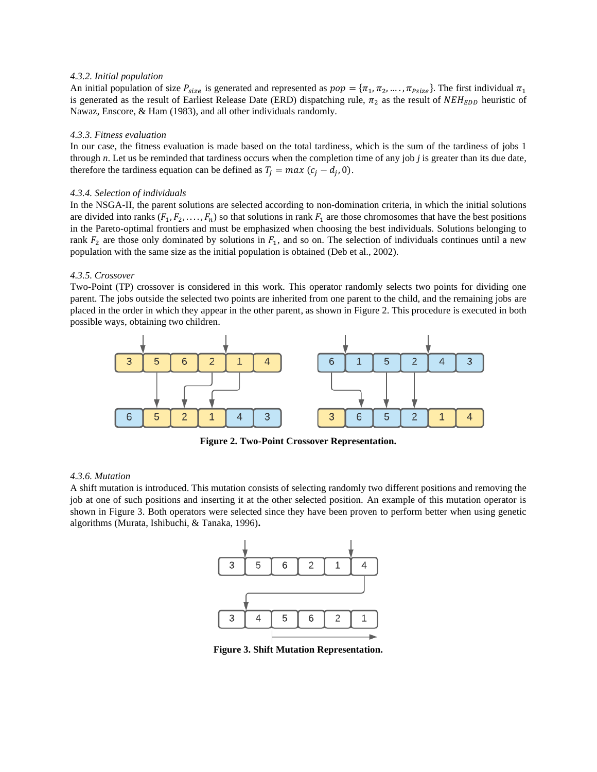*4.3.2. Initial population*

An initial population of size $P_{size}$ is generated and represented as $pop = \{\pi_1, \pi_2, \ldots, \pi_{Psize}\}$. The first individual $\pi_1$ is generated as the result of Earliest Release Date (ERD) dispatching rule, $\pi_2$ as the result of $NEH_{EDD}$ heuristic of Nawaz, Enscore, & Ham (1983), and all other individuals randomly.

*4.3.3. Fitness evaluation*

In our case, the fitness evaluation is made based on the total tardiness, which is the sum of the tardiness of jobs 1 through *n*. Let us be reminded that tardiness occurs when the completion time of any job *j* is greater than its due date, therefore the tardiness equation can be defined as $T_j = max\ (c_j - d_j, 0)$.

*4.3.4. Selection of individuals*

In the NSGA-II, the parent solutions are selected according to non-domination criteria, in which the initial solutions are divided into ranks $(F_1, F_2, \ldots, F_n)$ so that solutions in rank $F_1$ are those chromosomes that have the best positions in the Pareto-optimal frontiers and must be emphasized when choosing the best individuals. Solutions belonging to rank $F_2$ are those only dominated by solutions in $F_1$, and so on. The selection of individuals continues until a new population with the same size as the initial population is obtained (Deb et al., 2002).

*4.3.5. Crossover*

Two-Point (TP) crossover is considered in this work. This operator randomly selects two points for dividing one parent. The jobs outside the selected two points are inherited from one parent to the child, and the remaining jobs are placed in the order in which they appear in the other parent, as shown in Figure 2. This procedure is executed in both possible ways, obtaining two children.

**Figure 2. Two-Point Crossover Representation.**

*4.3.6. Mutation*

A shift mutation is introduced. This mutation consists of selecting randomly two different positions and removing the job at one of such positions and inserting it at the other selected position. An example of this mutation operator is shown in Figure 3. Both operators were selected since they have been proven to perform better when using genetic algorithms (Murata, Ishibuchi, & Tanaka, 1996)**.**

**Figure 3. Shift Mutation Representation.**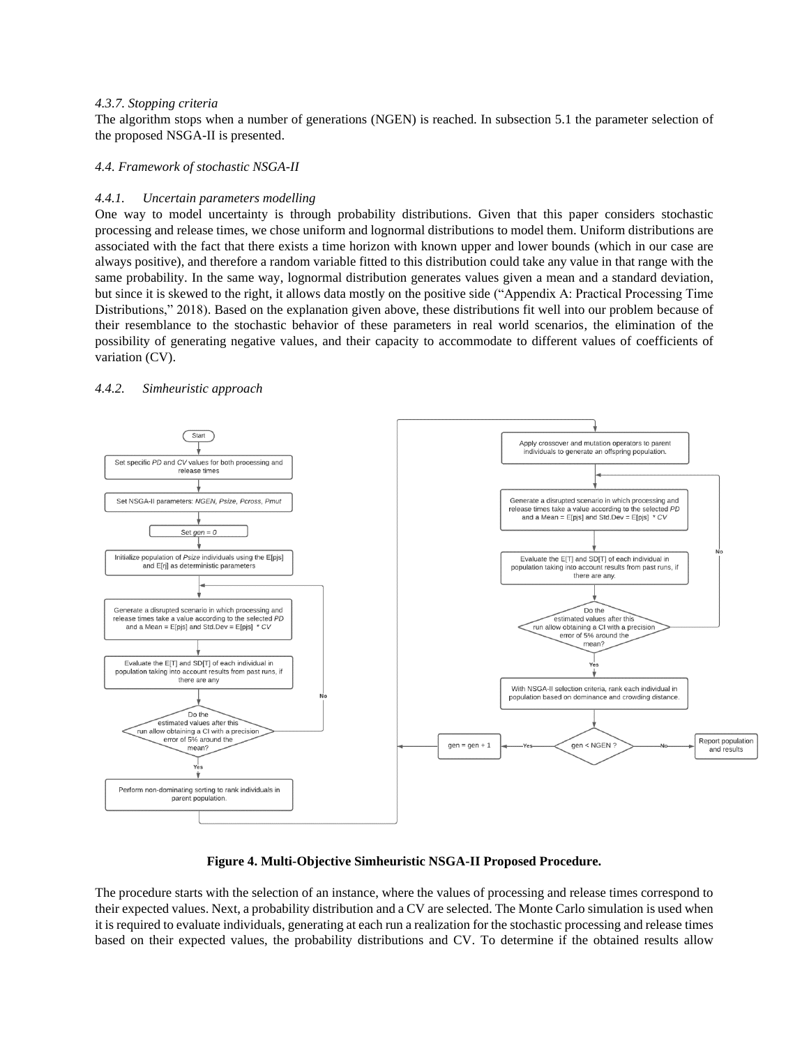*4.3.7. Stopping criteria*

The algorithm stops when a number of generations (NGEN) is reached. In subsection 5.1 the parameter selection of the proposed NSGA-II is presented.

*4.4. Framework of stochastic NSGA-II*

*4.4.1. Uncertain parameters modelling*

One way to model uncertainty is through probability distributions. Given that this paper considers stochastic processing and release times, we chose uniform and lognormal distributions to model them. Uniform distributions are associated with the fact that there exists a time horizon with known upper and lower bounds (which in our case are always positive), and therefore a random variable fitted to this distribution could take any value in that range with the same probability. In the same way, lognormal distribution generates values given a mean and a standard deviation, but since it is skewed to the right, it allows data mostly on the positive side ("Appendix A: Practical Processing Time Distributions," 2018). Based on the explanation given above, these distributions fit well into our problem because of their resemblance to the stochastic behavior of these parameters in real world scenarios, the elimination of the possibility of generating negative values, and their capacity to accommodate to different values of coefficients of variation (CV).

*4.4.2. Simheuristic approach*

**Figure 4. Multi-Objective Simheuristic NSGA-II Proposed Procedure.**

The procedure starts with the selection of an instance, where the values of processing and release times correspond to their expected values. Next, a probability distribution and a CV are selected. The Monte Carlo simulation is used when it is required to evaluate individuals, generating at each run a realization for the stochastic processing and release times based on their expected values, the probability distributions and CV. To determine if the obtained results allow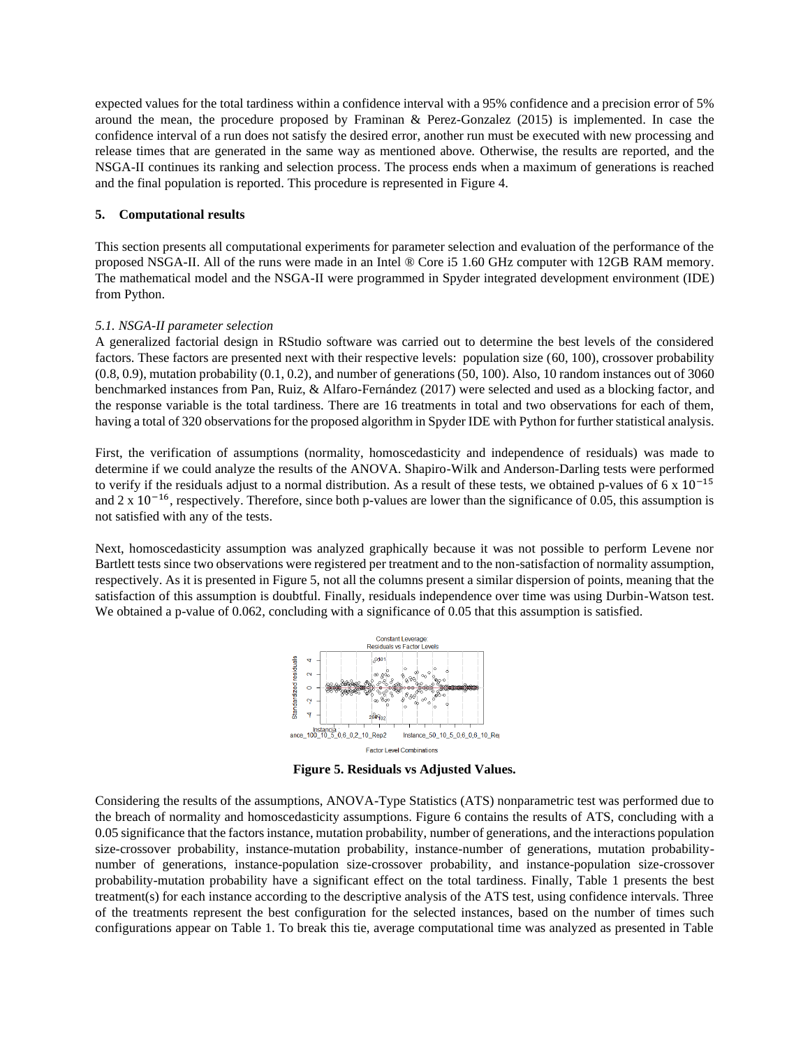expected values for the total tardiness within a confidence interval with a 95% confidence and a precision error of 5% around the mean, the procedure proposed by Framinan & Perez-Gonzalez (2015) is implemented. In case the confidence interval of a run does not satisfy the desired error, another run must be executed with new processing and release times that are generated in the same way as mentioned above. Otherwise, the results are reported, and the NSGA-II continues its ranking and selection process. The process ends when a maximum of generations is reached and the final population is reported. This procedure is represented in Figure 4.

## 5. Computational results

This section presents all computational experiments for parameter selection and evaluation of the performance of the proposed NSGA-II. All of the runs were made in an Intel ® Core i5 1.60 GHz computer with 12GB RAM memory. The mathematical model and the NSGA-II were programmed in Spyder integrated development environment (IDE) from Python.

### *5.1. NSGA-II parameter selection*

A generalized factorial design in RStudio software was carried out to determine the best levels of the considered factors. These factors are presented next with their respective levels: population size (60, 100), crossover probability (0.8, 0.9), mutation probability (0.1, 0.2), and number of generations (50, 100). Also, 10 random instances out of 3060 benchmarked instances from Pan, Ruiz, & Alfaro-Fernández (2017) were selected and used as a blocking factor, and the response variable is the total tardiness. There are 16 treatments in total and two observations for each of them, having a total of 320 observations for the proposed algorithm in Spyder IDE with Python for further statistical analysis.

First, the verification of assumptions (normality, homoscedasticity and independence of residuals) was made to determine if we could analyze the results of the ANOVA. Shapiro-Wilk and Anderson-Darling tests were performed to verify if the residuals adjust to a normal distribution. As a result of these tests, we obtained p-values of $6 \times 10^{-15}$ and $2 \times 10^{-16}$, respectively. Therefore, since both p-values are lower than the significance of 0.05, this assumption is not satisfied with any of the tests.

Next, homoscedasticity assumption was analyzed graphically because it was not possible to perform Levene nor Bartlett tests since two observations were registered per treatment and to the non-satisfaction of normality assumption, respectively. As it is presented in Figure 5, not all the columns present a similar dispersion of points, meaning that the satisfaction of this assumption is doubtful. Finally, residuals independence over time was using Durbin-Watson test. We obtained a p-value of 0.062, concluding with a significance of 0.05 that this assumption is satisfied.

**Figure 5. Residuals vs Adjusted Values.**

Considering the results of the assumptions, ANOVA-Type Statistics (ATS) nonparametric test was performed due to the breach of normality and homoscedasticity assumptions. Figure 6 contains the results of ATS, concluding with a 0.05 significance that the factors instance, mutation probability, number of generations, and the interactions population size-crossover probability, instance-mutation probability, instance-number of generations, mutation probability-number of generations, instance-population size-crossover probability, and instance-population size-crossover probability-mutation probability have a significant effect on the total tardiness. Finally, Table 1 presents the best treatment(s) for each instance according to the descriptive analysis of the ATS test, using confidence intervals. Three of the treatments represent the best configuration for the selected instances, based on the number of times such configurations appear on Table 1. To break this tie, average computational time was analyzed as presented in Table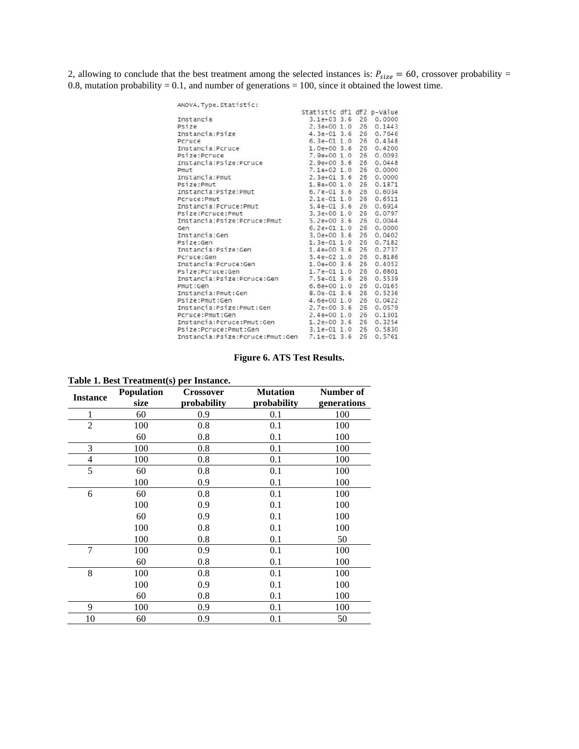2, allowing to conclude that the best treatment among the selected instances is: $P_{size} = 60$, crossover probability = 0.8, mutation probability = 0.1, and number of generations = 100, since it obtained the lowest time.

```
ANOVA.Type.Statistic:
                                 Statistic df1 df2 p-Value
Instancia                          3.1e+03 3.6  26  0.0000
Psize                              2.3e+00 1.0  26  0.1443
Instancia:Psize                    4.3e-01 3.6  26  0.7646
Pcruce                             6.3e-01 1.0  26  0.4348
Instancia:Pcruce                   1.0e+00 3.6  26  0.4200
Psize:Pcruce                       7.9e+00 1.0  26  0.0093
Instancia:Psize:Pcruce             2.9e+00 3.6  26  0.0448
Pmut                               7.1e+02 1.0  26  0.0000
Instancia:Pmut                     2.3e+01 3.6  26  0.0000
Psize:Pmut                         1.8e+00 1.0  26  0.1871
Instancia:Psize:Pmut               6.7e-01 3.6  26  0.6034
Pcruce:Pmut                        2.1e-01 1.0  26  0.6511
Instancia:Pcruce:Pmut              5.4e-01 3.6  26  0.6914
Psize:Pcruce:Pmut                  3.3e+00 1.0  26  0.0797
Instancia:Psize:Pcruce:Pmut        5.2e+00 3.6  26  0.0044
Gen                                6.2e+01 1.0  26  0.0000
Instancia:Gen                      3.0e+00 3.6  26  0.0402
Psize:Gen                          1.3e-01 1.0  26  0.7182
Instancia:Psize:Gen                1.4e+00 3.6  26  0.2737
Pcruce:Gen                         5.4e-02 1.0  26  0.8186
Instancia:Pcruce:Gen               1.0e+00 3.6  26  0.4052
Psize:Pcruce:Gen                   1.7e-01 1.0  26  0.6801
Instancia:Psize:Pcruce:Gen         7.5e-01 3.6  26  0.5539
Pmut:Gen                           6.6e+00 1.0  26  0.0165
Instancia:Pmut:Gen                 8.0e-01 3.6  26  0.5236
Psize:Pmut:Gen                     4.6e+00 1.0  26  0.0422
Instancia:Psize:Pmut:Gen           2.7e+00 3.6  26  0.0579
Pcruce:Pmut:Gen                    2.4e+00 1.0  26  0.1301
Instancia:Pcruce:Pmut:Gen          1.2e+00 3.6  26  0.3254
Psize:Pcruce:Pmut:Gen              3.1e-01 1.0  26  0.5830
Instancia:Psize:Pcruce:Pmut:Gen    7.1e-01 3.6  26  0.5761
```

**Figure 6. ATS Test Results.**

**Table 1. Best Treatment(s) per Instance.**

| Instance | Population size | Crossover probability | Mutation probability | Number of generations |
|---|---|---|---|---|
| 1 | 60 | 0.9 | 0.1 | 100 |
| 2 | 100 | 0.8 | 0.1 | 100 |
| | 60 | 0.8 | 0.1 | 100 |
| 3 | 100 | 0.8 | 0.1 | 100 |
| 4 | 100 | 0.8 | 0.1 | 100 |
| 5 | 60 | 0.8 | 0.1 | 100 |
| | 100 | 0.9 | 0.1 | 100 |
| 6 | 60 | 0.8 | 0.1 | 100 |
| | 100 | 0.9 | 0.1 | 100 |
| | 60 | 0.9 | 0.1 | 100 |
| | 100 | 0.8 | 0.1 | 100 |
| | 100 | 0.8 | 0.1 | 50 |
| 7 | 100 | 0.9 | 0.1 | 100 |
| | 60 | 0.8 | 0.1 | 100 |
| 8 | 100 | 0.8 | 0.1 | 100 |
| | 100 | 0.9 | 0.1 | 100 |
| | 60 | 0.8 | 0.1 | 100 |
| 9 | 100 | 0.9 | 0.1 | 100 |
| 10 | 60 | 0.9 | 0.1 | 50 |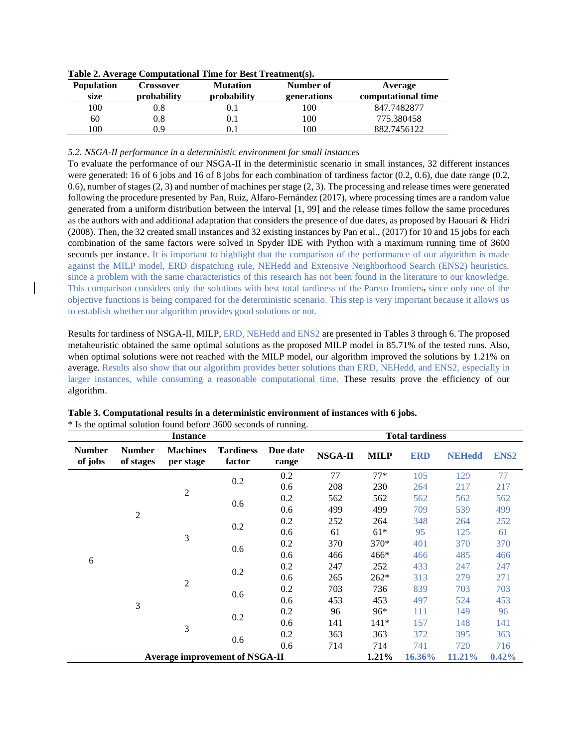**Table 2. Average Computational Time for Best Treatment(s).**

| Population size | Crossover probability | Mutation probability | Number of generations | Average computational time |
|---|---|---|---|---|
| 100 | 0.8 | 0.1 | 100 | 847.7482877 |
| 60 | 0.8 | 0.1 | 100 | 775.380458 |
| 100 | 0.9 | 0.1 | 100 | 882.7456122 |

*5.2. NSGA-II performance in a deterministic environment for small instances*

To evaluate the performance of our NSGA-II in the deterministic scenario in small instances, 32 different instances were generated: 16 of 6 jobs and 16 of 8 jobs for each combination of tardiness factor (0.2, 0.6), due date range (0.2, 0.6), number of stages (2, 3) and number of machines per stage (2, 3). The processing and release times were generated following the procedure presented by Pan, Ruiz, Alfaro-Fernández (2017), where processing times are a random value generated from a uniform distribution between the interval [1, 99] and the release times follow the same procedures as the authors with and additional adaptation that considers the presence of due dates, as proposed by Haouari & Hidri (2008). Then, the 32 created small instances and 32 existing instances by Pan et al., (2017) for 10 and 15 jobs for each combination of the same factors were solved in Spyder IDE with Python with a maximum running time of 3600 seconds per instance. It is important to highlight that the comparison of the performance of our algorithm is made against the MILP model, ERD dispatching rule, NEHedd and Extensive Neighborhood Search (ENS2) heuristics, since a problem with the same characteristics of this research has not been found in the literature to our knowledge. This comparison considers only the solutions with best total tardiness of the Pareto frontiers, since only one of the objective functions is being compared for the deterministic scenario. This step is very important because it allows us to establish whether our algorithm provides good solutions or not.

Results for tardiness of NSGA-II, MILP, ERD, NEHedd and ENS2 are presented in Tables 3 through 6. The proposed metaheuristic obtained the same optimal solutions as the proposed MILP model in 85.71% of the tested runs. Also, when optimal solutions were not reached with the MILP model, our algorithm improved the solutions by 1.21% on average. Results also show that our algorithm provides better solutions than ERD, NEHedd, and ENS2, especially in larger instances, while consuming a reasonable computational time. These results prove the efficiency of our algorithm.

**Table 3. Computational results in a deterministic environment of instances with 6 jobs.**

\* Is the optimal solution found before 3600 seconds of running.

| Instance | | | | | Total tardiness | | | | |
|---|---|---|---|---|---|---|---|---|---|
| Number of jobs | Number of stages | Machines per stage | Tardiness factor | Due date range | NSGA-II | MILP | ERD | NEHedd | ENS2 |
| 6 | 2 | 2 | 0.2 | 0.2 | 77 | 77* | 105 | 129 | 77 |
| | | | | 0.6 | 208 | 230 | 264 | 217 | 217 |
| | | | 0.6 | 0.2 | 562 | 562 | 562 | 562 | 562 |
| | | | | 0.6 | 499 | 499 | 709 | 539 | 499 |
| | | 3 | 0.2 | 0.2 | 252 | 264 | 348 | 264 | 252 |
| | | | | 0.6 | 61 | 61* | 95 | 125 | 61 |
| | | | 0.6 | 0.2 | 370 | 370* | 401 | 370 | 370 |
| | | | | 0.6 | 466 | 466* | 466 | 485 | 466 |
| | 3 | 2 | 0.2 | 0.2 | 247 | 252 | 433 | 247 | 247 |
| | | | | 0.6 | 265 | 262* | 313 | 279 | 271 |
| | | | 0.6 | 0.2 | 703 | 736 | 839 | 703 | 703 |
| | | | | 0.6 | 453 | 453 | 497 | 524 | 453 |
| | | 3 | 0.2 | 0.2 | 96 | 96* | 111 | 149 | 96 |
| | | | | 0.6 | 141 | 141* | 157 | 148 | 141 |
| | | | 0.6 | 0.2 | 363 | 363 | 372 | 395 | 363 |
| | | | | 0.6 | 714 | 714 | 741 | 720 | 716 |
| Average improvement of NSGA-II | | | | | | 1.21% | 16.36% | 11.21% | 0.42% |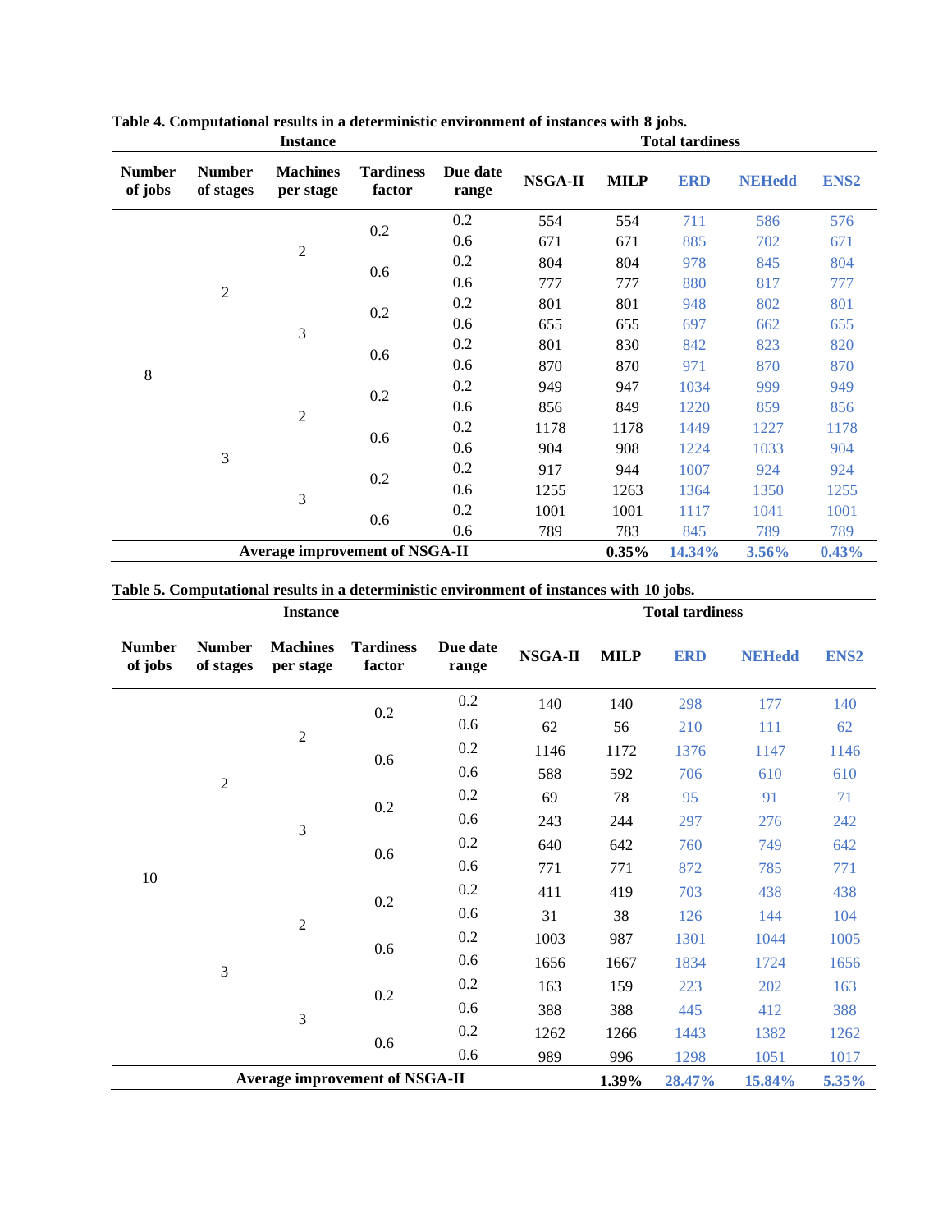**Table 4. Computational results in a deterministic environment of instances with 8 jobs.**

| Instance | | | | | Total tardiness | | | | |
|---|---|---|---|---|---|---|---|---|---|
| Number of jobs | Number of stages | Machines per stage | Tardiness factor | Due date range | NSGA-II | MILP | ERD | NEHedd | ENS2 |
| 8 | 2 | 2 | 0.2 | 0.2 | 554 | 554 | 711 | 586 | 576 |
| | | | | 0.6 | 671 | 671 | 885 | 702 | 671 |
| | | | 0.6 | 0.2 | 804 | 804 | 978 | 845 | 804 |
| | | | | 0.6 | 777 | 777 | 880 | 817 | 777 |
| | | 3 | 0.2 | 0.2 | 801 | 801 | 948 | 802 | 801 |
| | | | | 0.6 | 655 | 655 | 697 | 662 | 655 |
| | | | 0.6 | 0.2 | 801 | 830 | 842 | 823 | 820 |
| | | | | 0.6 | 870 | 870 | 971 | 870 | 870 |
| | 3 | 2 | 0.2 | 0.2 | 949 | 947 | 1034 | 999 | 949 |
| | | | | 0.6 | 856 | 849 | 1220 | 859 | 856 |
| | | | 0.6 | 0.2 | 1178 | 1178 | 1449 | 1227 | 1178 |
| | | | | 0.6 | 904 | 908 | 1224 | 1033 | 904 |
| | | 3 | 0.2 | 0.2 | 917 | 944 | 1007 | 924 | 924 |
| | | | | 0.6 | 1255 | 1263 | 1364 | 1350 | 1255 |
| | | | 0.6 | 0.2 | 1001 | 1001 | 1117 | 1041 | 1001 |
| | | | | 0.6 | 789 | 783 | 845 | 789 | 789 |
| **Average improvement of NSGA-II** | | | | | | **0.35%** | **14.34%** | **3.56%** | **0.43%** |

**Table 5. Computational results in a deterministic environment of instances with 10 jobs.**

| Instance | | | | | Total tardiness | | | | |
|---|---|---|---|---|---|---|---|---|---|
| Number of jobs | Number of stages | Machines per stage | Tardiness factor | Due date range | NSGA-II | MILP | ERD | NEHedd | ENS2 |
| 10 | 2 | 2 | 0.2 | 0.2 | 140 | 140 | 298 | 177 | 140 |
| | | | | 0.6 | 62 | 56 | 210 | 111 | 62 |
| | | | 0.6 | 0.2 | 1146 | 1172 | 1376 | 1147 | 1146 |
| | | | | 0.6 | 588 | 592 | 706 | 610 | 610 |
| | | 3 | 0.2 | 0.2 | 69 | 78 | 95 | 91 | 71 |
| | | | | 0.6 | 243 | 244 | 297 | 276 | 242 |
| | | | 0.6 | 0.2 | 640 | 642 | 760 | 749 | 642 |
| | | | | 0.6 | 771 | 771 | 872 | 785 | 771 |
| | 3 | 2 | 0.2 | 0.2 | 411 | 419 | 703 | 438 | 438 |
| | | | | 0.6 | 31 | 38 | 126 | 144 | 104 |
| | | | 0.6 | 0.2 | 1003 | 987 | 1301 | 1044 | 1005 |
| | | | | 0.6 | 1656 | 1667 | 1834 | 1724 | 1656 |
| | | 3 | 0.2 | 0.2 | 163 | 159 | 223 | 202 | 163 |
| | | | | 0.6 | 388 | 388 | 445 | 412 | 388 |
| | | | 0.6 | 0.2 | 1262 | 1266 | 1443 | 1382 | 1262 |
| | | | | 0.6 | 989 | 996 | 1298 | 1051 | 1017 |
| **Average improvement of NSGA-II** | | | | | | **1.39%** | **28.47%** | **15.84%** | **5.35%** |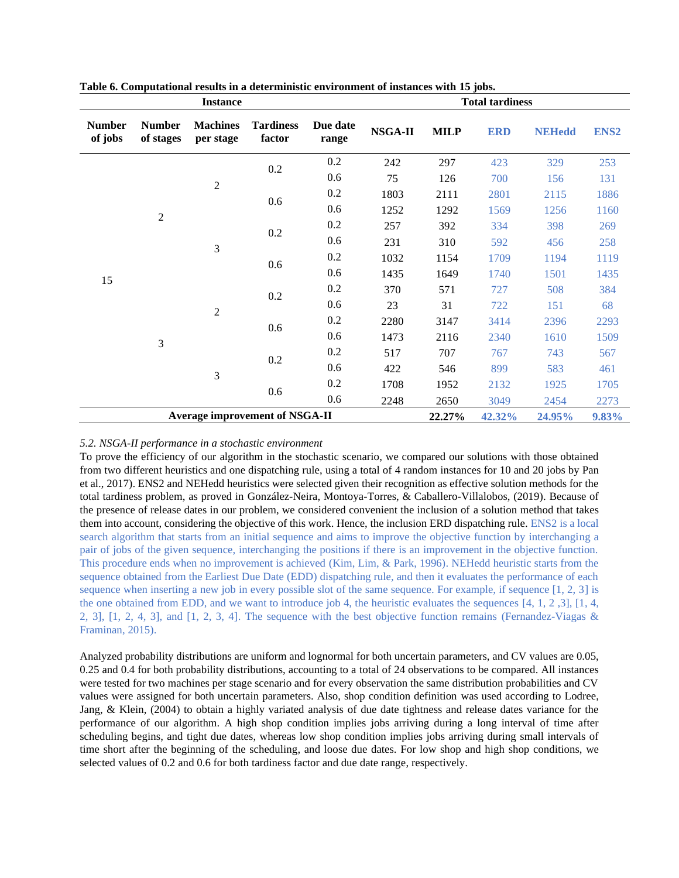**Table 6. Computational results in a deterministic environment of instances with 15 jobs.**

| Instance | | | | | Total tardiness | | | | |
|---|---|---|---|---|---|---|---|---|---|
| **Number of jobs** | **Number of stages** | **Machines per stage** | **Tardiness factor** | **Due date range** | **NSGA-II** | **MILP** | **ERD** | **NEHedd** | **ENS2** |
| 15 | 2 | 2 | 0.2 | 0.2 | 242 | 297 | 423 | 329 | 253 |
| | | | | 0.6 | 75 | 126 | 700 | 156 | 131 |
| | | | 0.6 | 0.2 | 1803 | 2111 | 2801 | 2115 | 1886 |
| | | | | 0.6 | 1252 | 1292 | 1569 | 1256 | 1160 |
| | | 3 | 0.2 | 0.2 | 257 | 392 | 334 | 398 | 269 |
| | | | | 0.6 | 231 | 310 | 592 | 456 | 258 |
| | | | 0.6 | 0.2 | 1032 | 1154 | 1709 | 1194 | 1119 |
| | | | | 0.6 | 1435 | 1649 | 1740 | 1501 | 1435 |
| | 3 | 2 | 0.2 | 0.2 | 370 | 571 | 727 | 508 | 384 |
| | | | | 0.6 | 23 | 31 | 722 | 151 | 68 |
| | | | 0.6 | 0.2 | 2280 | 3147 | 3414 | 2396 | 2293 |
| | | | | 0.6 | 1473 | 2116 | 2340 | 1610 | 1509 |
| | | 3 | 0.2 | 0.2 | 517 | 707 | 767 | 743 | 567 |
| | | | | 0.6 | 422 | 546 | 899 | 583 | 461 |
| | | | 0.6 | 0.2 | 1708 | 1952 | 2132 | 1925 | 1705 |
| | | | | 0.6 | 2248 | 2650 | 3049 | 2454 | 2273 |
| **Average improvement of NSGA-II** | | | | | | **22.27%** | **42.32%** | **24.95%** | **9.83%** |

*5.2. NSGA-II performance in a stochastic environment*

To prove the efficiency of our algorithm in the stochastic scenario, we compared our solutions with those obtained from two different heuristics and one dispatching rule, using a total of 4 random instances for 10 and 20 jobs by Pan et al., 2017). ENS2 and NEHedd heuristics were selected given their recognition as effective solution methods for the total tardiness problem, as proved in González-Neira, Montoya-Torres, & Caballero-Villalobos, (2019). Because of the presence of release dates in our problem, we considered convenient the inclusion of a solution method that takes them into account, considering the objective of this work. Hence, the inclusion ERD dispatching rule. ENS2 is a local search algorithm that starts from an initial sequence and aims to improve the objective function by interchanging a pair of jobs of the given sequence, interchanging the positions if there is an improvement in the objective function. This procedure ends when no improvement is achieved (Kim, Lim, & Park, 1996). NEHedd heuristic starts from the sequence obtained from the Earliest Due Date (EDD) dispatching rule, and then it evaluates the performance of each sequence when inserting a new job in every possible slot of the same sequence. For example, if sequence [1, 2, 3] is the one obtained from EDD, and we want to introduce job 4, the heuristic evaluates the sequences [4, 1, 2 ,3], [1, 4, 2, 3], [1, 2, 4, 3], and [1, 2, 3, 4]. The sequence with the best objective function remains (Fernandez-Viagas & Framinan, 2015).

Analyzed probability distributions are uniform and lognormal for both uncertain parameters, and CV values are 0.05, 0.25 and 0.4 for both probability distributions, accounting to a total of 24 observations to be compared. All instances were tested for two machines per stage scenario and for every observation the same distribution probabilities and CV values were assigned for both uncertain parameters. Also, shop condition definition was used according to Lodree, Jang, & Klein, (2004) to obtain a highly variated analysis of due date tightness and release dates variance for the performance of our algorithm. A high shop condition implies jobs arriving during a long interval of time after scheduling begins, and tight due dates, whereas low shop condition implies jobs arriving during small intervals of time short after the beginning of the scheduling, and loose due dates. For low shop and high shop conditions, we selected values of 0.2 and 0.6 for both tardiness factor and due date range, respectively.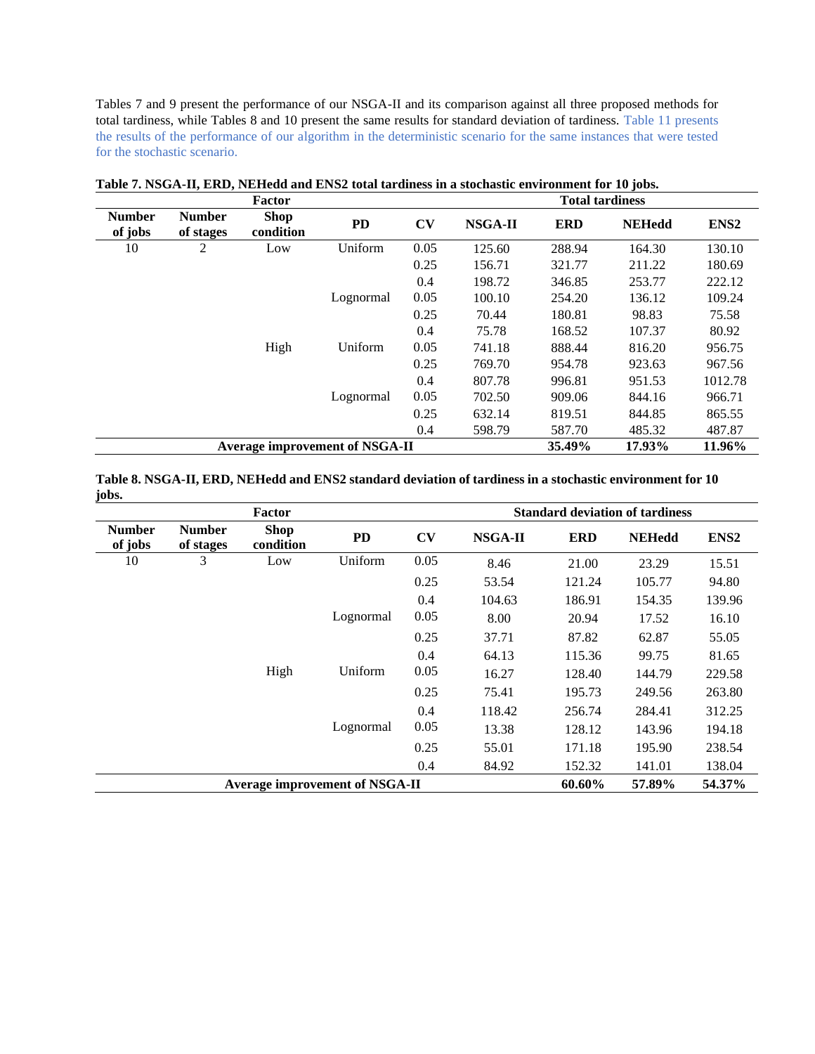Tables 7 and 9 present the performance of our NSGA-II and its comparison against all three proposed methods for total tardiness, while Tables 8 and 10 present the same results for standard deviation of tardiness. Table 11 presents the results of the performance of our algorithm in the deterministic scenario for the same instances that were tested for the stochastic scenario.

**Table 7. NSGA-II, ERD, NEHedd and ENS2 total tardiness in a stochastic environment for 10 jobs.**

| Factor | | | | | Total tardiness | | | |
|---|---|---|---|---|---|---|---|---|
| **Number of jobs** | **Number of stages** | **Shop condition** | **PD** | **CV** | **NSGA-II** | **ERD** | **NEHedd** | **ENS2** |
| 10 | 2 | Low | Uniform | 0.05 | 125.60 | 288.94 | 164.30 | 130.10 |
| | | | | 0.25 | 156.71 | 321.77 | 211.22 | 180.69 |
| | | | | 0.4 | 198.72 | 346.85 | 253.77 | 222.12 |
| | | | Lognormal | 0.05 | 100.10 | 254.20 | 136.12 | 109.24 |
| | | | | 0.25 | 70.44 | 180.81 | 98.83 | 75.58 |
| | | | | 0.4 | 75.78 | 168.52 | 107.37 | 80.92 |
| | | High | Uniform | 0.05 | 741.18 | 888.44 | 816.20 | 956.75 |
| | | | | 0.25 | 769.70 | 954.78 | 923.63 | 967.56 |
| | | | | 0.4 | 807.78 | 996.81 | 951.53 | 1012.78 |
| | | | Lognormal | 0.05 | 702.50 | 909.06 | 844.16 | 966.71 |
| | | | | 0.25 | 632.14 | 819.51 | 844.85 | 865.55 |
| | | | | 0.4 | 598.79 | 587.70 | 485.32 | 487.87 |
| **Average improvement of NSGA-II** | | | | | | **35.49%** | **17.93%** | **11.96%** |

**Table 8. NSGA-II, ERD, NEHedd and ENS2 standard deviation of tardiness in a stochastic environment for 10 jobs.**

| Factor | | | | | Standard deviation of tardiness | | | |
|---|---|---|---|---|---|---|---|---|
| **Number of jobs** | **Number of stages** | **Shop condition** | **PD** | **CV** | **NSGA-II** | **ERD** | **NEHedd** | **ENS2** |
| 10 | 3 | Low | Uniform | 0.05 | 8.46 | 21.00 | 23.29 | 15.51 |
| | | | | 0.25 | 53.54 | 121.24 | 105.77 | 94.80 |
| | | | | 0.4 | 104.63 | 186.91 | 154.35 | 139.96 |
| | | | Lognormal | 0.05 | 8.00 | 20.94 | 17.52 | 16.10 |
| | | | | 0.25 | 37.71 | 87.82 | 62.87 | 55.05 |
| | | | | 0.4 | 64.13 | 115.36 | 99.75 | 81.65 |
| | | High | Uniform | 0.05 | 16.27 | 128.40 | 144.79 | 229.58 |
| | | | | 0.25 | 75.41 | 195.73 | 249.56 | 263.80 |
| | | | | 0.4 | 118.42 | 256.74 | 284.41 | 312.25 |
| | | | Lognormal | 0.05 | 13.38 | 128.12 | 143.96 | 194.18 |
| | | | | 0.25 | 55.01 | 171.18 | 195.90 | 238.54 |
| | | | | 0.4 | 84.92 | 152.32 | 141.01 | 138.04 |
| **Average improvement of NSGA-II** | | | | | | **60.60%** | **57.89%** | **54.37%** |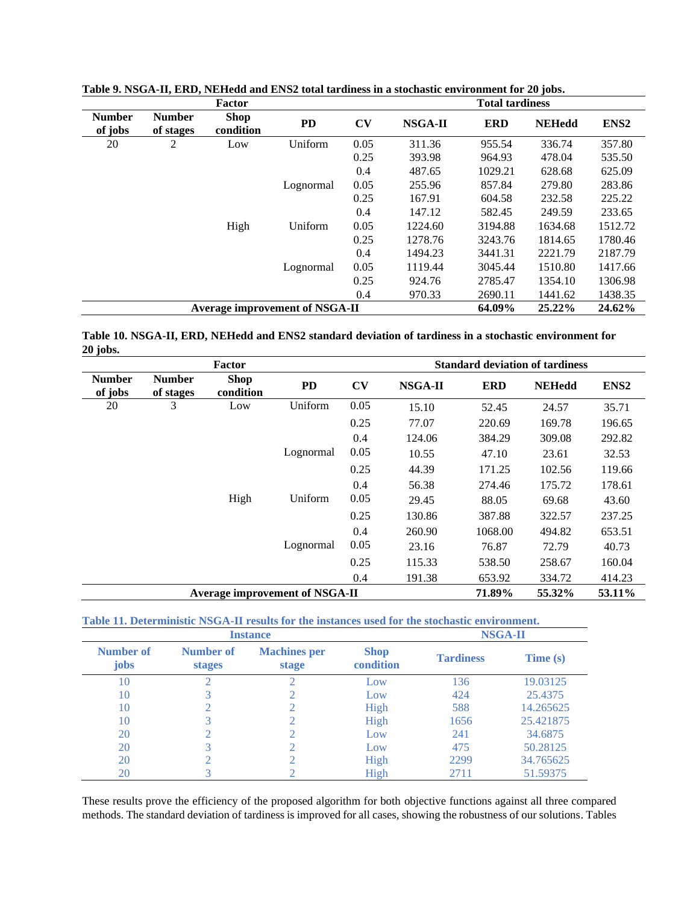**Table 9. NSGA-II, ERD, NEHedd and ENS2 total tardiness in a stochastic environment for 20 jobs.**

| Factor | | | | | Total tardiness | | | |
|---|---|---|---|---|---|---|---|---|
| Number of jobs | Number of stages | Shop condition | PD | CV | NSGA-II | ERD | NEHedd | ENS2 |
| 20 | 2 | Low | Uniform | 0.05 | 311.36 | 955.54 | 336.74 | 357.80 |
| | | | | 0.25 | 393.98 | 964.93 | 478.04 | 535.50 |
| | | | | 0.4 | 487.65 | 1029.21 | 628.68 | 625.09 |
| | | | Lognormal | 0.05 | 255.96 | 857.84 | 279.80 | 283.86 |
| | | | | 0.25 | 167.91 | 604.58 | 232.58 | 225.22 |
| | | | | 0.4 | 147.12 | 582.45 | 249.59 | 233.65 |
| | | High | Uniform | 0.05 | 1224.60 | 3194.88 | 1634.68 | 1512.72 |
| | | | | 0.25 | 1278.76 | 3243.76 | 1814.65 | 1780.46 |
| | | | | 0.4 | 1494.23 | 3441.31 | 2221.79 | 2187.79 |
| | | | Lognormal | 0.05 | 1119.44 | 3045.44 | 1510.80 | 1417.66 |
| | | | | 0.25 | 924.76 | 2785.47 | 1354.10 | 1306.98 |
| | | | | 0.4 | 970.33 | 2690.11 | 1441.62 | 1438.35 |
| **Average improvement of NSGA-II** | | | | | | **64.09%** | **25.22%** | **24.62%** |

**Table 10. NSGA-II, ERD, NEHedd and ENS2 standard deviation of tardiness in a stochastic environment for 20 jobs.**

| Factor | | | | | Standard deviation of tardiness | | | |
|---|---|---|---|---|---|---|---|---|
| Number of jobs | Number of stages | Shop condition | PD | CV | NSGA-II | ERD | NEHedd | ENS2 |
| 20 | 3 | Low | Uniform | 0.05 | 15.10 | 52.45 | 24.57 | 35.71 |
| | | | | 0.25 | 77.07 | 220.69 | 169.78 | 196.65 |
| | | | | 0.4 | 124.06 | 384.29 | 309.08 | 292.82 |
| | | | Lognormal | 0.05 | 10.55 | 47.10 | 23.61 | 32.53 |
| | | | | 0.25 | 44.39 | 171.25 | 102.56 | 119.66 |
| | | | | 0.4 | 56.38 | 274.46 | 175.72 | 178.61 |
| | | High | Uniform | 0.05 | 29.45 | 88.05 | 69.68 | 43.60 |
| | | | | 0.25 | 130.86 | 387.88 | 322.57 | 237.25 |
| | | | | 0.4 | 260.90 | 1068.00 | 494.82 | 653.51 |
| | | | Lognormal | 0.05 | 23.16 | 76.87 | 72.79 | 40.73 |
| | | | | 0.25 | 115.33 | 538.50 | 258.67 | 160.04 |
| | | | | 0.4 | 191.38 | 653.92 | 334.72 | 414.23 |
| **Average improvement of NSGA-II** | | | | | | **71.89%** | **55.32%** | **53.11%** |

**Table 11. Deterministic NSGA-II results for the instances used for the stochastic environment.**

| Instance | | | | NSGA-II | |
|---|---|---|---|---|---|
| Number of jobs | Number of stages | Machines per stage | Shop condition | Tardiness | Time (s) |
| 10 | 2 | 2 | Low | 136 | 19.03125 |
| 10 | 3 | 2 | Low | 424 | 25.4375 |
| 10 | 2 | 2 | High | 588 | 14.265625 |
| 10 | 3 | 2 | High | 1656 | 25.421875 |
| 20 | 2 | 2 | Low | 241 | 34.6875 |
| 20 | 3 | 2 | Low | 475 | 50.28125 |
| 20 | 2 | 2 | High | 2299 | 34.765625 |
| 20 | 3 | 2 | High | 2711 | 51.59375 |

These results prove the efficiency of the proposed algorithm for both objective functions against all three compared methods. The standard deviation of tardiness is improved for all cases, showing the robustness of our solutions. Tables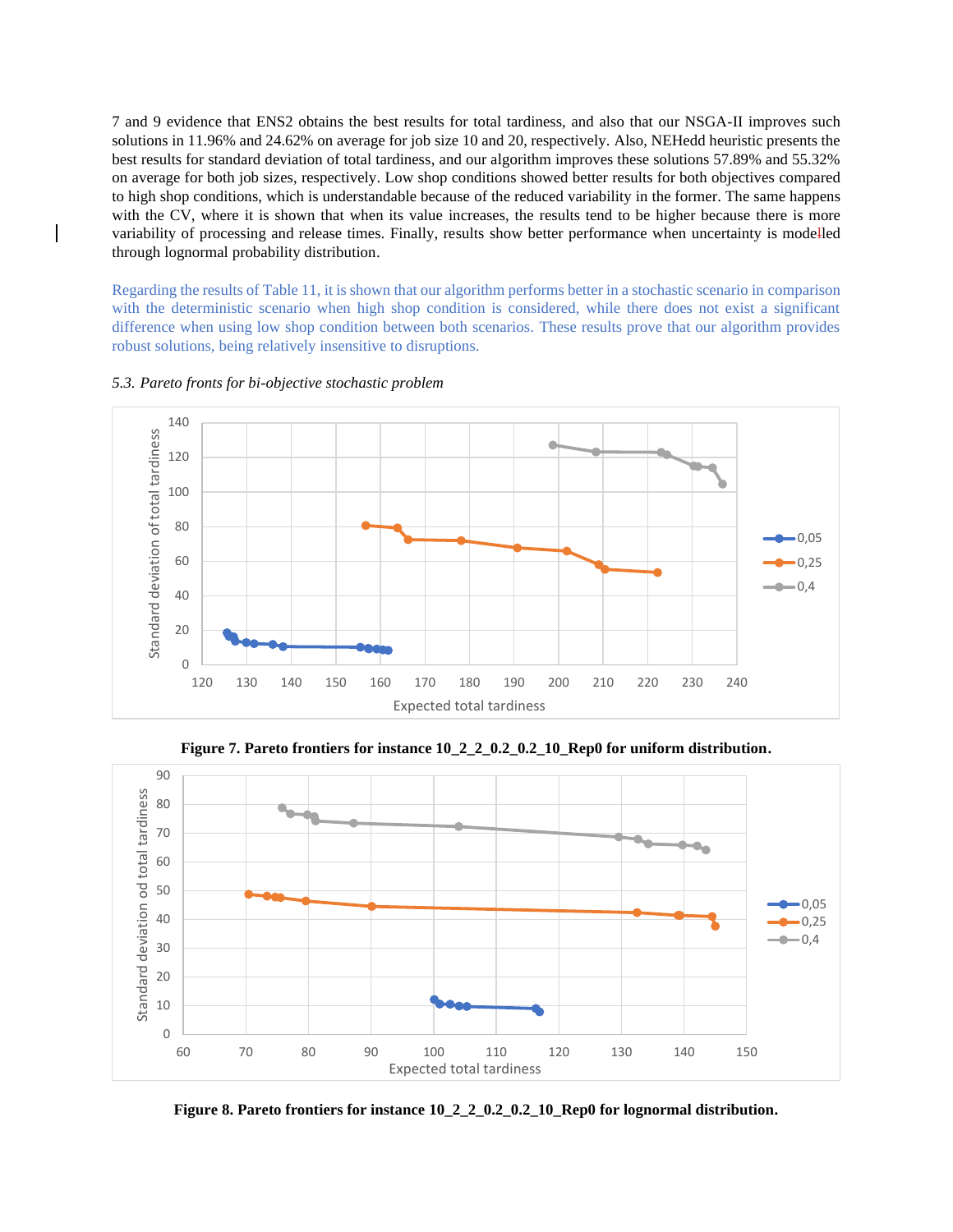7 and 9 evidence that ENS2 obtains the best results for total tardiness, and also that our NSGA-II improves such solutions in 11.96% and 24.62% on average for job size 10 and 20, respectively. Also, NEHedd heuristic presents the best results for standard deviation of total tardiness, and our algorithm improves these solutions 57.89% and 55.32% on average for both job sizes, respectively. Low shop conditions showed better results for both objectives compared to high shop conditions, which is understandable because of the reduced variability in the former. The same happens with the CV, where it is shown that when its value increases, the results tend to be higher because there is more variability of processing and release times. Finally, results show better performance when uncertainty is modelled through lognormal probability distribution.

Regarding the results of Table 11, it is shown that our algorithm performs better in a stochastic scenario in comparison with the deterministic scenario when high shop condition is considered, while there does not exist a significant difference when using low shop condition between both scenarios. These results prove that our algorithm provides robust solutions, being relatively insensitive to disruptions.

*5.3. Pareto fronts for bi-objective stochastic problem*

**Figure 7. Pareto frontiers for instance 10_2_2_0.2_0.2_10_Rep0 for uniform distribution.**

**Figure 8. Pareto frontiers for instance 10_2_2_0.2_0.2_10_Rep0 for lognormal distribution.**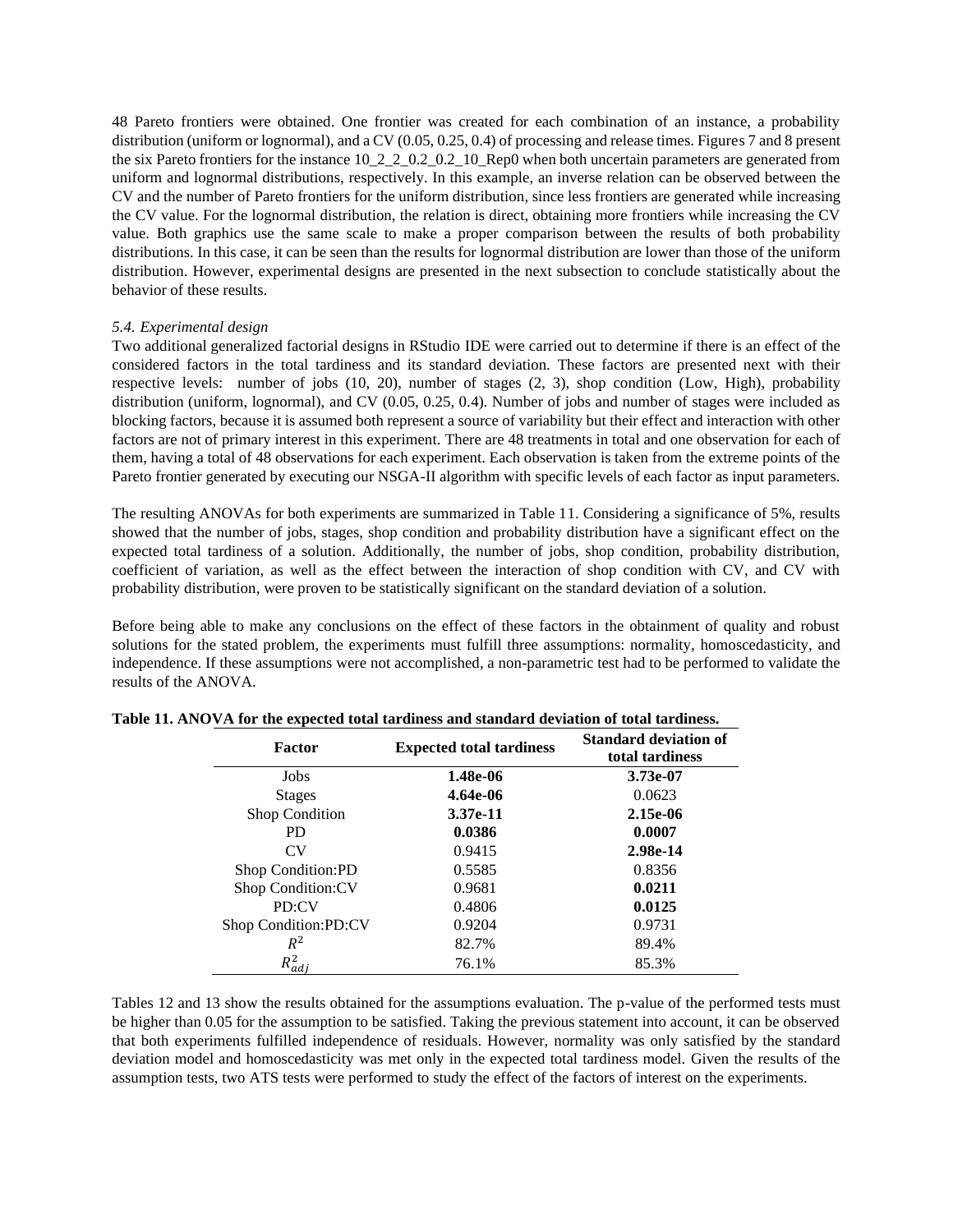48 Pareto frontiers were obtained. One frontier was created for each combination of an instance, a probability distribution (uniform or lognormal), and a CV (0.05, 0.25, 0.4) of processing and release times. Figures 7 and 8 present the six Pareto frontiers for the instance 10_2_2_0.2_0.2_10_Rep0 when both uncertain parameters are generated from uniform and lognormal distributions, respectively. In this example, an inverse relation can be observed between the CV and the number of Pareto frontiers for the uniform distribution, since less frontiers are generated while increasing the CV value. For the lognormal distribution, the relation is direct, obtaining more frontiers while increasing the CV value. Both graphics use the same scale to make a proper comparison between the results of both probability distributions. In this case, it can be seen than the results for lognormal distribution are lower than those of the uniform distribution. However, experimental designs are presented in the next subsection to conclude statistically about the behavior of these results.

### *5.4. Experimental design*

Two additional generalized factorial designs in RStudio IDE were carried out to determine if there is an effect of the considered factors in the total tardiness and its standard deviation. These factors are presented next with their respective levels: number of jobs (10, 20), number of stages (2, 3), shop condition (Low, High), probability distribution (uniform, lognormal), and CV (0.05, 0.25, 0.4). Number of jobs and number of stages were included as blocking factors, because it is assumed both represent a source of variability but their effect and interaction with other factors are not of primary interest in this experiment. There are 48 treatments in total and one observation for each of them, having a total of 48 observations for each experiment. Each observation is taken from the extreme points of the Pareto frontier generated by executing our NSGA-II algorithm with specific levels of each factor as input parameters.

The resulting ANOVAs for both experiments are summarized in Table 11. Considering a significance of 5%, results showed that the number of jobs, stages, shop condition and probability distribution have a significant effect on the expected total tardiness of a solution. Additionally, the number of jobs, shop condition, probability distribution, coefficient of variation, as well as the effect between the interaction of shop condition with CV, and CV with probability distribution, were proven to be statistically significant on the standard deviation of a solution.

Before being able to make any conclusions on the effect of these factors in the obtainment of quality and robust solutions for the stated problem, the experiments must fulfill three assumptions: normality, homoscedasticity, and independence. If these assumptions were not accomplished, a non-parametric test had to be performed to validate the results of the ANOVA.

**Table 11. ANOVA for the expected total tardiness and standard deviation of total tardiness.**

| Factor | Expected total tardiness | Standard deviation of total tardiness |
|---|---|---|
| Jobs | **1.48e-06** | **3.73e-07** |
| Stages | **4.64e-06** | 0.0623 |
| Shop Condition | **3.37e-11** | **2.15e-06** |
| PD | **0.0386** | **0.0007** |
| CV | 0.9415 | **2.98e-14** |
| Shop Condition:PD | 0.5585 | 0.8356 |
| Shop Condition:CV | 0.9681 | **0.0211** |
| PD:CV | 0.4806 | **0.0125** |
| Shop Condition:PD:CV | 0.9204 | 0.9731 |
| $R^2$ | 82.7% | 89.4% |
| $R^2_{adj}$ | 76.1% | 85.3% |

Tables 12 and 13 show the results obtained for the assumptions evaluation. The p-value of the performed tests must be higher than 0.05 for the assumption to be satisfied. Taking the previous statement into account, it can be observed that both experiments fulfilled independence of residuals. However, normality was only satisfied by the standard deviation model and homoscedasticity was met only in the expected total tardiness model. Given the results of the assumption tests, two ATS tests were performed to study the effect of the factors of interest on the experiments.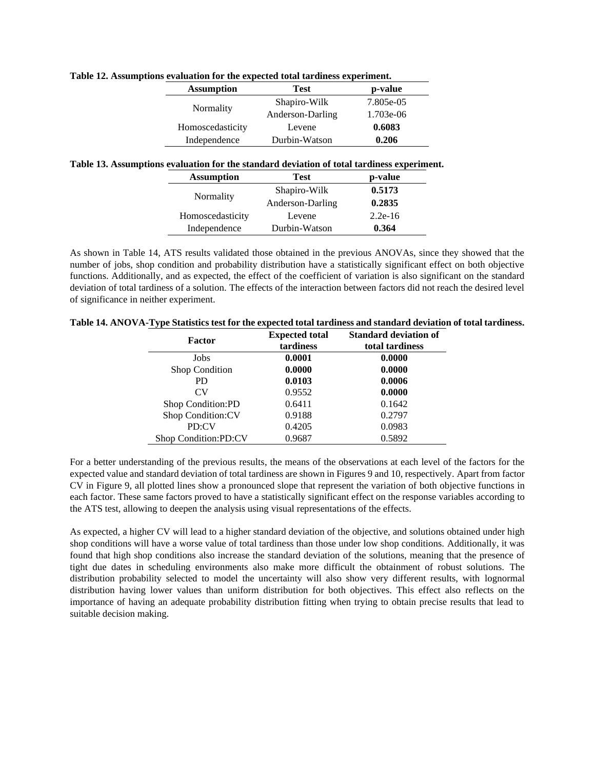**Table 12. Assumptions evaluation for the expected total tardiness experiment.**

| Assumption | Test | p-value |
|---|---|---|
| Normality | Shapiro-Wilk | 7.805e-05 |
| | Anderson-Darling | 1.703e-06 |
| Homoscedasticity | Levene | **0.6083** |
| Independence | Durbin-Watson | **0.206** |

**Table 13. Assumptions evaluation for the standard deviation of total tardiness experiment.**

| Assumption | Test | p-value |
|---|---|---|
| Normality | Shapiro-Wilk | **0.5173** |
| | Anderson-Darling | **0.2835** |
| Homoscedasticity | Levene | 2.2e-16 |
| Independence | Durbin-Watson | **0.364** |

As shown in Table 14, ATS results validated those obtained in the previous ANOVAs, since they showed that the number of jobs, shop condition and probability distribution have a statistically significant effect on both objective functions. Additionally, and as expected, the effect of the coefficient of variation is also significant on the standard deviation of total tardiness of a solution. The effects of the interaction between factors did not reach the desired level of significance in neither experiment.

**Table 14. ANOVA-Type Statistics test for the expected total tardiness and standard deviation of total tardiness.**

| Factor | Expected total tardiness | Standard deviation of total tardiness |
|---|---|---|
| Jobs | **0.0001** | **0.0000** |
| Shop Condition | **0.0000** | **0.0000** |
| PD | **0.0103** | **0.0006** |
| CV | 0.9552 | **0.0000** |
| Shop Condition:PD | 0.6411 | 0.1642 |
| Shop Condition:CV | 0.9188 | 0.2797 |
| PD:CV | 0.4205 | 0.0983 |
| Shop Condition:PD:CV | 0.9687 | 0.5892 |

For a better understanding of the previous results, the means of the observations at each level of the factors for the expected value and standard deviation of total tardiness are shown in Figures 9 and 10, respectively. Apart from factor CV in Figure 9, all plotted lines show a pronounced slope that represent the variation of both objective functions in each factor. These same factors proved to have a statistically significant effect on the response variables according to the ATS test, allowing to deepen the analysis using visual representations of the effects.

As expected, a higher CV will lead to a higher standard deviation of the objective, and solutions obtained under high shop conditions will have a worse value of total tardiness than those under low shop conditions. Additionally, it was found that high shop conditions also increase the standard deviation of the solutions, meaning that the presence of tight due dates in scheduling environments also make more difficult the obtainment of robust solutions. The distribution probability selected to model the uncertainty will also show very different results, with lognormal distribution having lower values than uniform distribution for both objectives. This effect also reflects on the importance of having an adequate probability distribution fitting when trying to obtain precise results that lead to suitable decision making.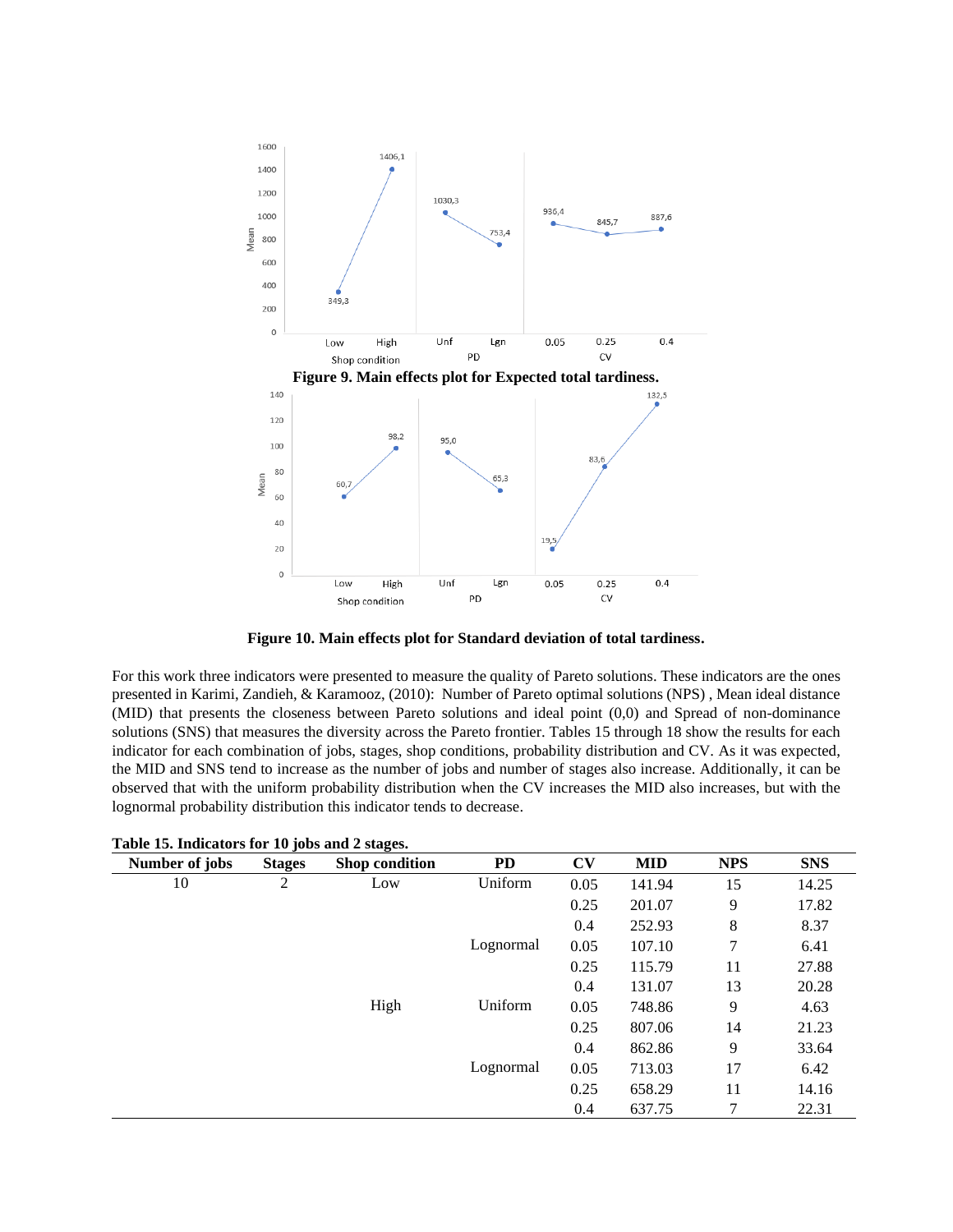**Figure 9. Main effects plot for Expected total tardiness.**

**Figure 10. Main effects plot for Standard deviation of total tardiness.**

For this work three indicators were presented to measure the quality of Pareto solutions. These indicators are the ones presented in Karimi, Zandieh, & Karamooz, (2010): Number of Pareto optimal solutions (NPS) , Mean ideal distance (MID) that presents the closeness between Pareto solutions and ideal point (0,0) and Spread of non-dominance solutions (SNS) that measures the diversity across the Pareto frontier. Tables 15 through 18 show the results for each indicator for each combination of jobs, stages, shop conditions, probability distribution and CV. As it was expected, the MID and SNS tend to increase as the number of jobs and number of stages also increase. Additionally, it can be observed that with the uniform probability distribution when the CV increases the MID also increases, but with the lognormal probability distribution this indicator tends to decrease.

**Table 15. Indicators for 10 jobs and 2 stages.**

| Number of jobs | Stages | Shop condition | PD | CV | MID | NPS | SNS |
|---|---|---|---|---|---|---|---|
| 10 | 2 | Low | Uniform | 0.05 | 141.94 | 15 | 14.25 |
| | | | | 0.25 | 201.07 | 9 | 17.82 |
| | | | | 0.4 | 252.93 | 8 | 8.37 |
| | | | Lognormal | 0.05 | 107.10 | 7 | 6.41 |
| | | | | 0.25 | 115.79 | 11 | 27.88 |
| | | | | 0.4 | 131.07 | 13 | 20.28 |
| | | High | Uniform | 0.05 | 748.86 | 9 | 4.63 |
| | | | | 0.25 | 807.06 | 14 | 21.23 |
| | | | | 0.4 | 862.86 | 9 | 33.64 |
| | | | Lognormal | 0.05 | 713.03 | 17 | 6.42 |
| | | | | 0.25 | 658.29 | 11 | 14.16 |
| | | | | 0.4 | 637.75 | 7 | 22.31 |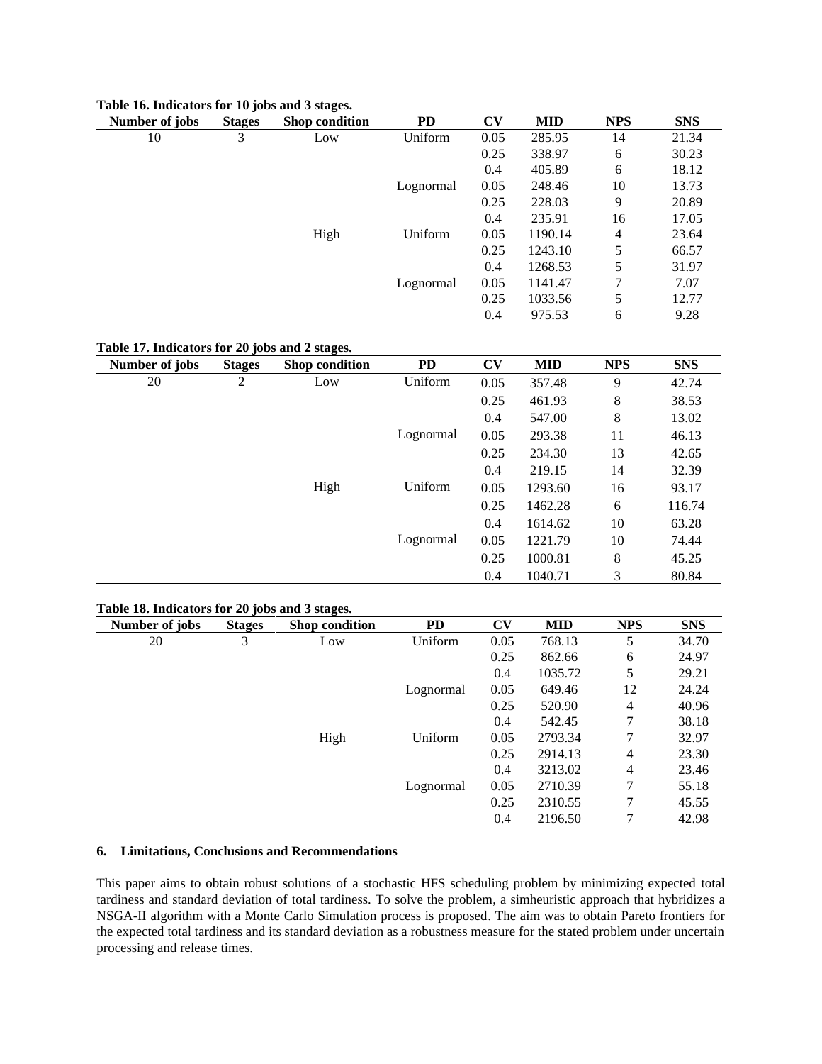**Table 16. Indicators for 10 jobs and 3 stages.**

| Number of jobs | Stages | Shop condition | PD | CV | MID | NPS | SNS |
|---|---|---|---|---|---|---|---|
| 10 | 3 | Low | Uniform | 0.05 | 285.95 | 14 | 21.34 |
| | | | | 0.25 | 338.97 | 6 | 30.23 |
| | | | | 0.4 | 405.89 | 6 | 18.12 |
| | | | Lognormal | 0.05 | 248.46 | 10 | 13.73 |
| | | | | 0.25 | 228.03 | 9 | 20.89 |
| | | | | 0.4 | 235.91 | 16 | 17.05 |
| | | High | Uniform | 0.05 | 1190.14 | 4 | 23.64 |
| | | | | 0.25 | 1243.10 | 5 | 66.57 |
| | | | | 0.4 | 1268.53 | 5 | 31.97 |
| | | | Lognormal | 0.05 | 1141.47 | 7 | 7.07 |
| | | | | 0.25 | 1033.56 | 5 | 12.77 |
| | | | | 0.4 | 975.53 | 6 | 9.28 |

**Table 17. Indicators for 20 jobs and 2 stages.**

| Number of jobs | Stages | Shop condition | PD | CV | MID | NPS | SNS |
|---|---|---|---|---|---|---|---|
| 20 | 2 | Low | Uniform | 0.05 | 357.48 | 9 | 42.74 |
| | | | | 0.25 | 461.93 | 8 | 38.53 |
| | | | | 0.4 | 547.00 | 8 | 13.02 |
| | | | Lognormal | 0.05 | 293.38 | 11 | 46.13 |
| | | | | 0.25 | 234.30 | 13 | 42.65 |
| | | | | 0.4 | 219.15 | 14 | 32.39 |
| | | High | Uniform | 0.05 | 1293.60 | 16 | 93.17 |
| | | | | 0.25 | 1462.28 | 6 | 116.74 |
| | | | | 0.4 | 1614.62 | 10 | 63.28 |
| | | | Lognormal | 0.05 | 1221.79 | 10 | 74.44 |
| | | | | 0.25 | 1000.81 | 8 | 45.25 |
| | | | | 0.4 | 1040.71 | 3 | 80.84 |

**Table 18. Indicators for 20 jobs and 3 stages.**

| Number of jobs | Stages | Shop condition | PD | CV | MID | NPS | SNS |
|---|---|---|---|---|---|---|---|
| 20 | 3 | Low | Uniform | 0.05 | 768.13 | 5 | 34.70 |
| | | | | 0.25 | 862.66 | 6 | 24.97 |
| | | | | 0.4 | 1035.72 | 5 | 29.21 |
| | | | Lognormal | 0.05 | 649.46 | 12 | 24.24 |
| | | | | 0.25 | 520.90 | 4 | 40.96 |
| | | | | 0.4 | 542.45 | 7 | 38.18 |
| | | High | Uniform | 0.05 | 2793.34 | 7 | 32.97 |
| | | | | 0.25 | 2914.13 | 4 | 23.30 |
| | | | | 0.4 | 3213.02 | 4 | 23.46 |
| | | | Lognormal | 0.05 | 2710.39 | 7 | 55.18 |
| | | | | 0.25 | 2310.55 | 7 | 45.55 |
| | | | | 0.4 | 2196.50 | 7 | 42.98 |

## 6. Limitations, Conclusions and Recommendations

This paper aims to obtain robust solutions of a stochastic HFS scheduling problem by minimizing expected total tardiness and standard deviation of total tardiness. To solve the problem, a simheuristic approach that hybridizes a NSGA-II algorithm with a Monte Carlo Simulation process is proposed. The aim was to obtain Pareto frontiers for the expected total tardiness and its standard deviation as a robustness measure for the stated problem under uncertain processing and release times.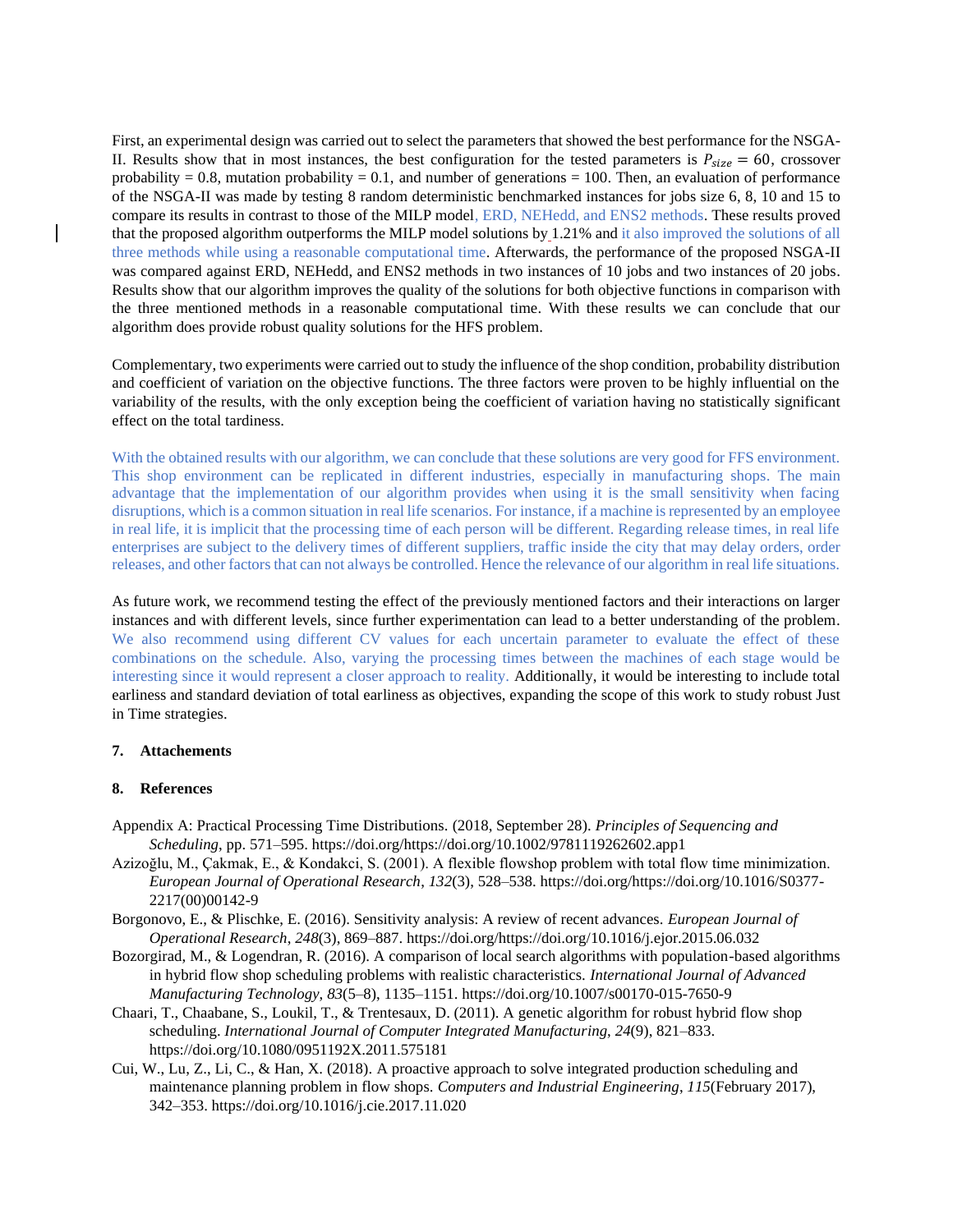First, an experimental design was carried out to select the parameters that showed the best performance for the NSGA-II. Results show that in most instances, the best configuration for the tested parameters is $P_{size} = 60$, crossover probability = 0.8, mutation probability = 0.1, and number of generations = 100. Then, an evaluation of performance of the NSGA-II was made by testing 8 random deterministic benchmarked instances for jobs size 6, 8, 10 and 15 to compare its results in contrast to those of the MILP model, ERD, NEHedd, and ENS2 methods. These results proved that the proposed algorithm outperforms the MILP model solutions by 1.21% and it also improved the solutions of all three methods while using a reasonable computational time. Afterwards, the performance of the proposed NSGA-II was compared against ERD, NEHedd, and ENS2 methods in two instances of 10 jobs and two instances of 20 jobs. Results show that our algorithm improves the quality of the solutions for both objective functions in comparison with the three mentioned methods in a reasonable computational time. With these results we can conclude that our algorithm does provide robust quality solutions for the HFS problem.

Complementary, two experiments were carried out to study the influence of the shop condition, probability distribution and coefficient of variation on the objective functions. The three factors were proven to be highly influential on the variability of the results, with the only exception being the coefficient of variation having no statistically significant effect on the total tardiness.

With the obtained results with our algorithm, we can conclude that these solutions are very good for FFS environment. This shop environment can be replicated in different industries, especially in manufacturing shops. The main advantage that the implementation of our algorithm provides when using it is the small sensitivity when facing disruptions, which is a common situation in real life scenarios. For instance, if a machine is represented by an employee in real life, it is implicit that the processing time of each person will be different. Regarding release times, in real life enterprises are subject to the delivery times of different suppliers, traffic inside the city that may delay orders, order releases, and other factors that can not always be controlled. Hence the relevance of our algorithm in real life situations.

As future work, we recommend testing the effect of the previously mentioned factors and their interactions on larger instances and with different levels, since further experimentation can lead to a better understanding of the problem. We also recommend using different CV values for each uncertain parameter to evaluate the effect of these combinations on the schedule. Also, varying the processing times between the machines of each stage would be interesting since it would represent a closer approach to reality. Additionally, it would be interesting to include total earliness and standard deviation of total earliness as objectives, expanding the scope of this work to study robust Just in Time strategies.

## 7. Attachements

## 8. References

Appendix A: Practical Processing Time Distributions. (2018, September 28). *Principles of Sequencing and Scheduling*, pp. 571–595. https://doi.org/https://doi.org/10.1002/9781119262602.app1

Azizoğlu, M., Çakmak, E., & Kondakci, S. (2001). A flexible flowshop problem with total flow time minimization. *European Journal of Operational Research*, *132*(3), 528–538. https://doi.org/https://doi.org/10.1016/S0377-2217(00)00142-9

Borgonovo, E., & Plischke, E. (2016). Sensitivity analysis: A review of recent advances. *European Journal of Operational Research*, *248*(3), 869–887. https://doi.org/https://doi.org/10.1016/j.ejor.2015.06.032

Bozorgirad, M., & Logendran, R. (2016). A comparison of local search algorithms with population-based algorithms in hybrid flow shop scheduling problems with realistic characteristics. *International Journal of Advanced Manufacturing Technology*, *83*(5–8), 1135–1151. https://doi.org/10.1007/s00170-015-7650-9

Chaari, T., Chaabane, S., Loukil, T., & Trentesaux, D. (2011). A genetic algorithm for robust hybrid flow shop scheduling. *International Journal of Computer Integrated Manufacturing*, *24*(9), 821–833. https://doi.org/10.1080/0951192X.2011.575181

Cui, W., Lu, Z., Li, C., & Han, X. (2018). A proactive approach to solve integrated production scheduling and maintenance planning problem in flow shops. *Computers and Industrial Engineering*, *115*(February 2017), 342–353. https://doi.org/10.1016/j.cie.2017.11.020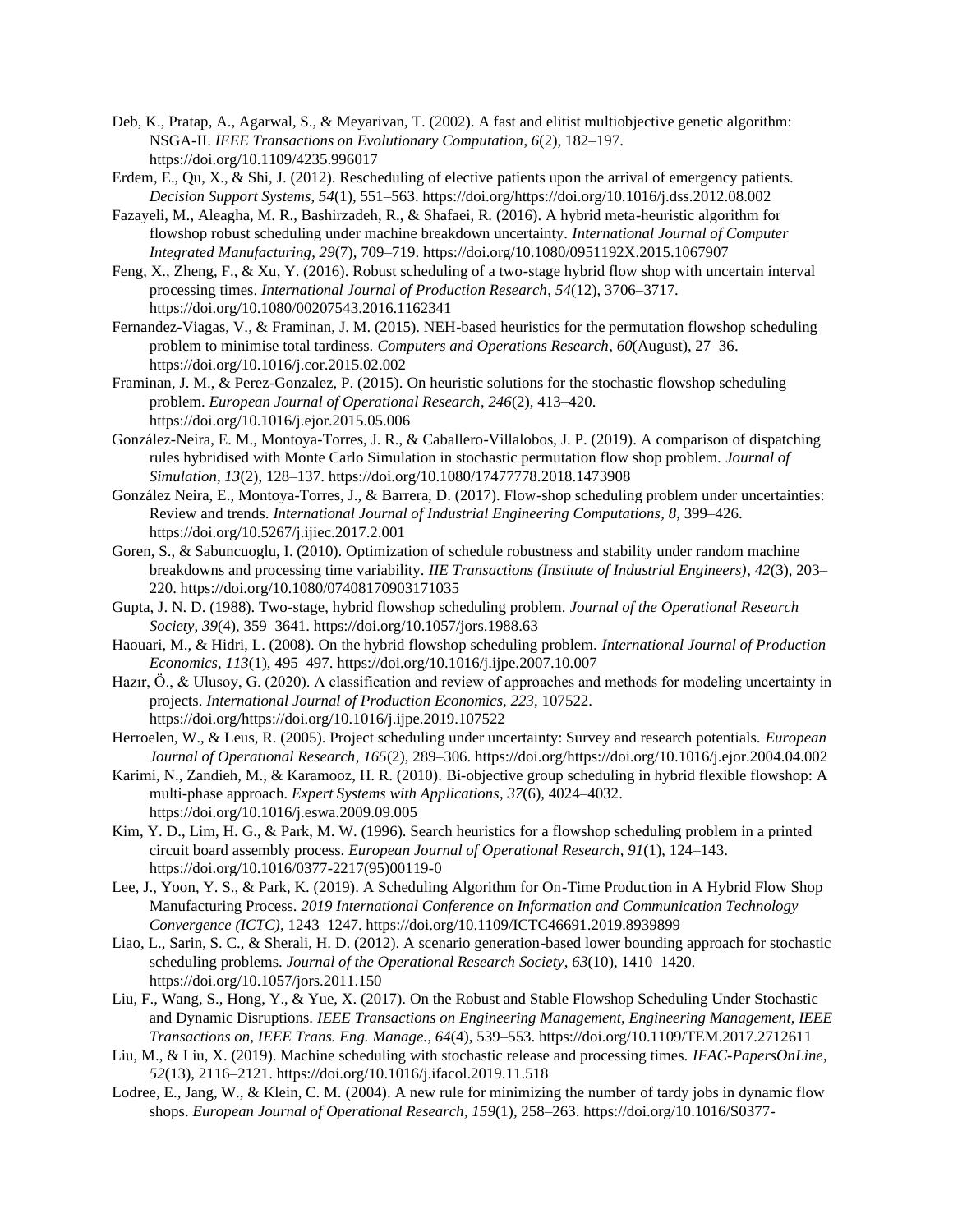Deb, K., Pratap, A., Agarwal, S., & Meyarivan, T. (2002). A fast and elitist multiobjective genetic algorithm: NSGA-II. *IEEE Transactions on Evolutionary Computation*, *6*(2), 182–197. https://doi.org/10.1109/4235.996017

Erdem, E., Qu, X., & Shi, J. (2012). Rescheduling of elective patients upon the arrival of emergency patients. *Decision Support Systems*, *54*(1), 551–563. https://doi.org/https://doi.org/10.1016/j.dss.2012.08.002

Fazayeli, M., Aleagha, M. R., Bashirzadeh, R., & Shafaei, R. (2016). A hybrid meta-heuristic algorithm for flowshop robust scheduling under machine breakdown uncertainty. *International Journal of Computer Integrated Manufacturing*, *29*(7), 709–719. https://doi.org/10.1080/0951192X.2015.1067907

Feng, X., Zheng, F., & Xu, Y. (2016). Robust scheduling of a two-stage hybrid flow shop with uncertain interval processing times. *International Journal of Production Research*, *54*(12), 3706–3717. https://doi.org/10.1080/00207543.2016.1162341

Fernandez-Viagas, V., & Framinan, J. M. (2015). NEH-based heuristics for the permutation flowshop scheduling problem to minimise total tardiness. *Computers and Operations Research*, *60*(August), 27–36. https://doi.org/10.1016/j.cor.2015.02.002

Framinan, J. M., & Perez-Gonzalez, P. (2015). On heuristic solutions for the stochastic flowshop scheduling problem. *European Journal of Operational Research*, *246*(2), 413–420. https://doi.org/10.1016/j.ejor.2015.05.006

González-Neira, E. M., Montoya-Torres, J. R., & Caballero-Villalobos, J. P. (2019). A comparison of dispatching rules hybridised with Monte Carlo Simulation in stochastic permutation flow shop problem. *Journal of Simulation*, *13*(2), 128–137. https://doi.org/10.1080/17477778.2018.1473908

González Neira, E., Montoya-Torres, J., & Barrera, D. (2017). Flow-shop scheduling problem under uncertainties: Review and trends. *International Journal of Industrial Engineering Computations*, *8*, 399–426. https://doi.org/10.5267/j.ijiec.2017.2.001

Goren, S., & Sabuncuoglu, I. (2010). Optimization of schedule robustness and stability under random machine breakdowns and processing time variability. *IIE Transactions (Institute of Industrial Engineers)*, *42*(3), 203–220. https://doi.org/10.1080/07408170903171035

Gupta, J. N. D. (1988). Two-stage, hybrid flowshop scheduling problem. *Journal of the Operational Research Society*, *39*(4), 359–3641. https://doi.org/10.1057/jors.1988.63

Haouari, M., & Hidri, L. (2008). On the hybrid flowshop scheduling problem. *International Journal of Production Economics*, *113*(1), 495–497. https://doi.org/10.1016/j.ijpe.2007.10.007

Hazır, Ö., & Ulusoy, G. (2020). A classification and review of approaches and methods for modeling uncertainty in projects. *International Journal of Production Economics*, *223*, 107522. https://doi.org/https://doi.org/10.1016/j.ijpe.2019.107522

Herroelen, W., & Leus, R. (2005). Project scheduling under uncertainty: Survey and research potentials. *European Journal of Operational Research*, *165*(2), 289–306. https://doi.org/https://doi.org/10.1016/j.ejor.2004.04.002

Karimi, N., Zandieh, M., & Karamooz, H. R. (2010). Bi-objective group scheduling in hybrid flexible flowshop: A multi-phase approach. *Expert Systems with Applications*, *37*(6), 4024–4032. https://doi.org/10.1016/j.eswa.2009.09.005

Kim, Y. D., Lim, H. G., & Park, M. W. (1996). Search heuristics for a flowshop scheduling problem in a printed circuit board assembly process. *European Journal of Operational Research*, *91*(1), 124–143. https://doi.org/10.1016/0377-2217(95)00119-0

Lee, J., Yoon, Y. S., & Park, K. (2019). A Scheduling Algorithm for On-Time Production in A Hybrid Flow Shop Manufacturing Process. *2019 International Conference on Information and Communication Technology Convergence (ICTC)*, 1243–1247. https://doi.org/10.1109/ICTC46691.2019.8939899

Liao, L., Sarin, S. C., & Sherali, H. D. (2012). A scenario generation-based lower bounding approach for stochastic scheduling problems. *Journal of the Operational Research Society*, *63*(10), 1410–1420. https://doi.org/10.1057/jors.2011.150

Liu, F., Wang, S., Hong, Y., & Yue, X. (2017). On the Robust and Stable Flowshop Scheduling Under Stochastic and Dynamic Disruptions. *IEEE Transactions on Engineering Management, Engineering Management, IEEE Transactions on, IEEE Trans. Eng. Manage.*, *64*(4), 539–553. https://doi.org/10.1109/TEM.2017.2712611

Liu, M., & Liu, X. (2019). Machine scheduling with stochastic release and processing times. *IFAC-PapersOnLine*, *52*(13), 2116–2121. https://doi.org/10.1016/j.ifacol.2019.11.518

Lodree, E., Jang, W., & Klein, C. M. (2004). A new rule for minimizing the number of tardy jobs in dynamic flow shops. *European Journal of Operational Research*, *159*(1), 258–263. https://doi.org/10.1016/S0377-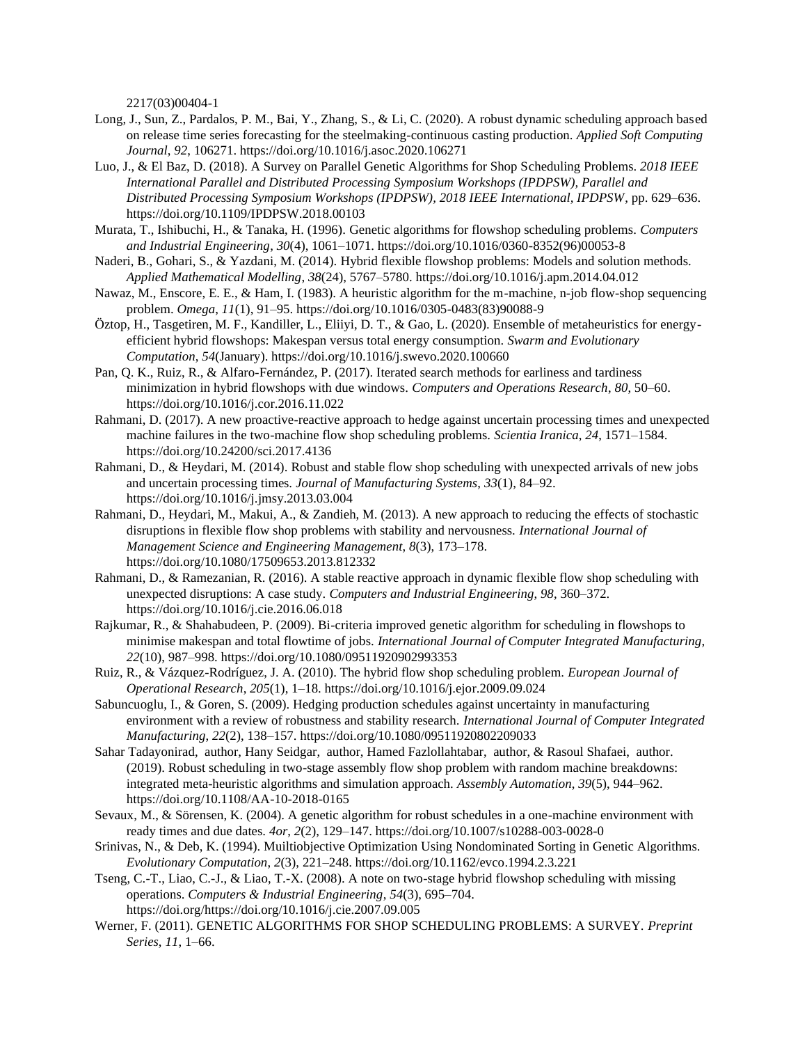2217(03)00404-1

Long, J., Sun, Z., Pardalos, P. M., Bai, Y., Zhang, S., & Li, C. (2020). A robust dynamic scheduling approach based on release time series forecasting for the steelmaking-continuous casting production. *Applied Soft Computing Journal*, *92*, 106271. https://doi.org/10.1016/j.asoc.2020.106271

Luo, J., & El Baz, D. (2018). A Survey on Parallel Genetic Algorithms for Shop Scheduling Problems. *2018 IEEE International Parallel and Distributed Processing Symposium Workshops (IPDPSW), Parallel and Distributed Processing Symposium Workshops (IPDPSW), 2018 IEEE International, IPDPSW*, pp. 629–636. https://doi.org/10.1109/IPDPSW.2018.00103

Murata, T., Ishibuchi, H., & Tanaka, H. (1996). Genetic algorithms for flowshop scheduling problems. *Computers and Industrial Engineering*, *30*(4), 1061–1071. https://doi.org/10.1016/0360-8352(96)00053-8

Naderi, B., Gohari, S., & Yazdani, M. (2014). Hybrid flexible flowshop problems: Models and solution methods. *Applied Mathematical Modelling*, *38*(24), 5767–5780. https://doi.org/10.1016/j.apm.2014.04.012

Nawaz, M., Enscore, E. E., & Ham, I. (1983). A heuristic algorithm for the m-machine, n-job flow-shop sequencing problem. *Omega*, *11*(1), 91–95. https://doi.org/10.1016/0305-0483(83)90088-9

Öztop, H., Tasgetiren, M. F., Kandiller, L., Eliiyi, D. T., & Gao, L. (2020). Ensemble of metaheuristics for energy-efficient hybrid flowshops: Makespan versus total energy consumption. *Swarm and Evolutionary Computation*, *54*(January). https://doi.org/10.1016/j.swevo.2020.100660

Pan, Q. K., Ruiz, R., & Alfaro-Fernández, P. (2017). Iterated search methods for earliness and tardiness minimization in hybrid flowshops with due windows. *Computers and Operations Research*, *80*, 50–60. https://doi.org/10.1016/j.cor.2016.11.022

Rahmani, D. (2017). A new proactive-reactive approach to hedge against uncertain processing times and unexpected machine failures in the two-machine flow shop scheduling problems. *Scientia Iranica*, *24*, 1571–1584. https://doi.org/10.24200/sci.2017.4136

Rahmani, D., & Heydari, M. (2014). Robust and stable flow shop scheduling with unexpected arrivals of new jobs and uncertain processing times. *Journal of Manufacturing Systems*, *33*(1), 84–92. https://doi.org/10.1016/j.jmsy.2013.03.004

Rahmani, D., Heydari, M., Makui, A., & Zandieh, M. (2013). A new approach to reducing the effects of stochastic disruptions in flexible flow shop problems with stability and nervousness. *International Journal of Management Science and Engineering Management*, *8*(3), 173–178. https://doi.org/10.1080/17509653.2013.812332

Rahmani, D., & Ramezanian, R. (2016). A stable reactive approach in dynamic flexible flow shop scheduling with unexpected disruptions: A case study. *Computers and Industrial Engineering*, *98*, 360–372. https://doi.org/10.1016/j.cie.2016.06.018

Rajkumar, R., & Shahabudeen, P. (2009). Bi-criteria improved genetic algorithm for scheduling in flowshops to minimise makespan and total flowtime of jobs. *International Journal of Computer Integrated Manufacturing*, *22*(10), 987–998. https://doi.org/10.1080/09511920902993353

Ruiz, R., & Vázquez-Rodríguez, J. A. (2010). The hybrid flow shop scheduling problem. *European Journal of Operational Research*, *205*(1), 1–18. https://doi.org/10.1016/j.ejor.2009.09.024

Sabuncuoglu, I., & Goren, S. (2009). Hedging production schedules against uncertainty in manufacturing environment with a review of robustness and stability research. *International Journal of Computer Integrated Manufacturing*, *22*(2), 138–157. https://doi.org/10.1080/09511920802209033

Sahar Tadayonirad, author, Hany Seidgar, author, Hamed Fazlollahtabar, author, & Rasoul Shafaei, author. (2019). Robust scheduling in two-stage assembly flow shop problem with random machine breakdowns: integrated meta-heuristic algorithms and simulation approach. *Assembly Automation*, *39*(5), 944–962. https://doi.org/10.1108/AA-10-2018-0165

Sevaux, M., & Sörensen, K. (2004). A genetic algorithm for robust schedules in a one-machine environment with ready times and due dates. *4or*, *2*(2), 129–147. https://doi.org/10.1007/s10288-003-0028-0

Srinivas, N., & Deb, K. (1994). Muiltiobjective Optimization Using Nondominated Sorting in Genetic Algorithms. *Evolutionary Computation*, *2*(3), 221–248. https://doi.org/10.1162/evco.1994.2.3.221

Tseng, C.-T., Liao, C.-J., & Liao, T.-X. (2008). A note on two-stage hybrid flowshop scheduling with missing operations. *Computers & Industrial Engineering*, *54*(3), 695–704. https://doi.org/https://doi.org/10.1016/j.cie.2007.09.005

Werner, F. (2011). GENETIC ALGORITHMS FOR SHOP SCHEDULING PROBLEMS: A SURVEY. *Preprint Series*, *11*, 1–66.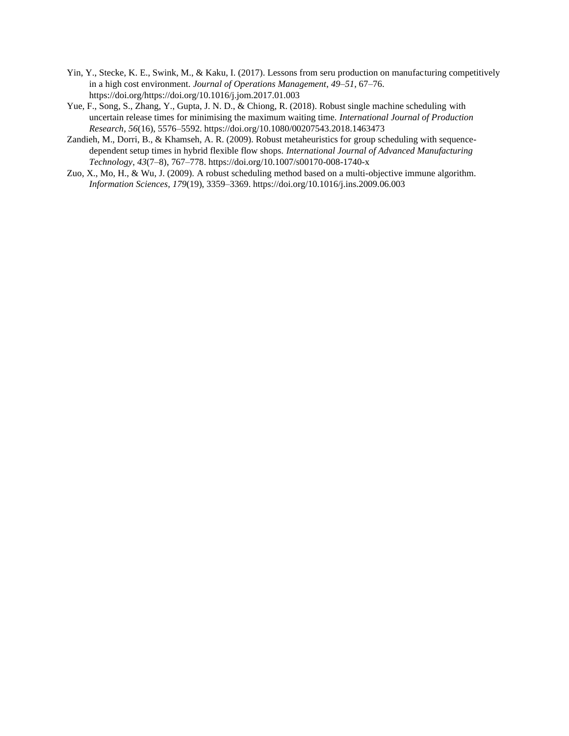Yin, Y., Stecke, K. E., Swink, M., & Kaku, I. (2017). Lessons from seru production on manufacturing competitively in a high cost environment. *Journal of Operations Management*, *49–51*, 67–76. https://doi.org/https://doi.org/10.1016/j.jom.2017.01.003

Yue, F., Song, S., Zhang, Y., Gupta, J. N. D., & Chiong, R. (2018). Robust single machine scheduling with uncertain release times for minimising the maximum waiting time. *International Journal of Production Research*, *56*(16), 5576–5592. https://doi.org/10.1080/00207543.2018.1463473

Zandieh, M., Dorri, B., & Khamseh, A. R. (2009). Robust metaheuristics for group scheduling with sequence-dependent setup times in hybrid flexible flow shops. *International Journal of Advanced Manufacturing Technology*, *43*(7–8), 767–778. https://doi.org/10.1007/s00170-008-1740-x

Zuo, X., Mo, H., & Wu, J. (2009). A robust scheduling method based on a multi-objective immune algorithm. *Information Sciences*, *179*(19), 3359–3369. https://doi.org/10.1016/j.ins.2009.06.003